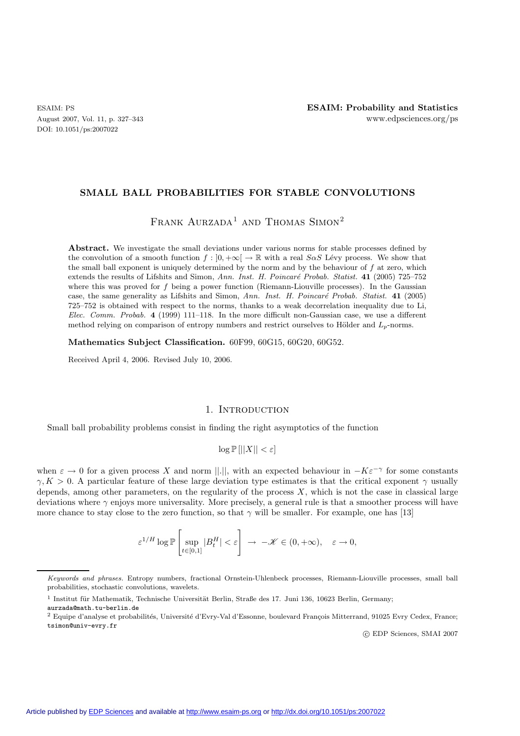# SMALL BALL PROBABILITIES FOR STABLE CONVOLUTIONS

Frank Aurzada[1] and Thomas Simon[2]

**Abstract.** We investigate the small deviations under various norms for stable processes defined by the convolution of a smooth function $f : ]0, +\infty[ \to \mathbb{R}$ with a real $S\alpha S$ Lévy process. We show that the small ball exponent is uniquely determined by the norm and by the behaviour of $f$ at zero, which extends the results of Lifshits and Simon, *Ann. Inst. H. Poincaré Probab. Statist.* **41** (2005) 725–752 where this was proved for $f$ being a power function (Riemann-Liouville processes). In the Gaussian case, the same generality as Lifshits and Simon, *Ann. Inst. H. Poincaré Probab. Statist.* **41** (2005) 725–752 is obtained with respect to the norms, thanks to a weak decorrelation inequality due to Li, *Elec. Comm. Probab.* **4** (1999) 111–118. In the more difficult non-Gaussian case, we use a different method relying on comparison of entropy numbers and restrict ourselves to Hölder and $L_p$-norms.

**Mathematics Subject Classification.** 60F99, 60G15, 60G20, 60G52.

Received April 4, 2006. Revised July 10, 2006.

## 1. Introduction

Small ball probability problems consist in finding the right asymptotics of the function

$$\log \mathbb{P}\left[||X|| < \varepsilon\right]$$

when $\varepsilon \to 0$ for a given process $X$ and norm $||.||$, with an expected behaviour in $-K\varepsilon^{-\gamma}$ for some constants $\gamma, K > 0$. A particular feature of these large deviation type estimates is that the critical exponent $\gamma$ usually depends, among other parameters, on the regularity of the process $X$, which is not the case in classical large deviations where $\gamma$ enjoys more universality. More precisely, a general rule is that a smoother process will have more chance to stay close to the zero function, so that $\gamma$ will be smaller. For example, one has [13]

$$\varepsilon^{1/H} \log \mathbb{P}\left[\sup_{t\in[0,1]} |B_t^H| < \varepsilon\right] \;\to\; -\mathscr{K} \in (0, +\infty), \quad \varepsilon \to 0,$$

*Keywords and phrases.* Entropy numbers, fractional Ornstein-Uhlenbeck processes, Riemann-Liouville processes, small ball probabilities, stochastic convolutions, wavelets.

[1] Institut für Mathematik, Technische Universität Berlin, Straße des 17. Juni 136, 10623 Berlin, Germany; aurzada@math.tu-berlin.de

[2] Equipe d'analyse et probabilités, Université d'Evry-Val d'Essonne, boulevard François Mitterrand, 91025 Evry Cedex, France; tsimon@univ-evry.fr

© EDP Sciences, SMAI 2007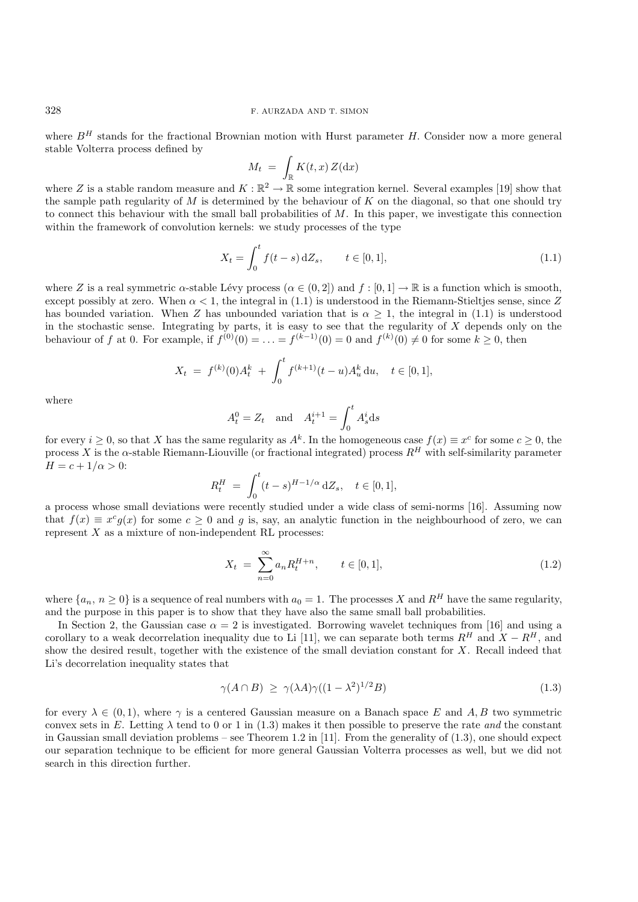where $B^H$ stands for the fractional Brownian motion with Hurst parameter $H$. Consider now a more general stable Volterra process defined by

$$M_t \;=\; \int_{\mathbb{R}} K(t,x)\, Z(\mathrm{d}x)$$

where $Z$ is a stable random measure and $K : \mathbb{R}^2 \to \mathbb{R}$ some integration kernel. Several examples [19] show that the sample path regularity of $M$ is determined by the behaviour of $K$ on the diagonal, so that one should try to connect this behaviour with the small ball probabilities of $M$. In this paper, we investigate this connection within the framework of convolution kernels: we study processes of the type

$$X_t = \int_0^t f(t-s)\,\mathrm{d}Z_s, \qquad t \in [0,1], \tag{1.1}$$

where $Z$ is a real symmetric $\alpha$-stable Lévy process ($\alpha \in (0,2]$) and $f : [0,1] \to \mathbb{R}$ is a function which is smooth, except possibly at zero. When $\alpha < 1$, the integral in (1.1) is understood in the Riemann-Stieltjes sense, since $Z$ has bounded variation. When $Z$ has unbounded variation that is $\alpha \geq 1$, the integral in (1.1) is understood in the stochastic sense. Integrating by parts, it is easy to see that the regularity of $X$ depends only on the behaviour of $f$ at 0. For example, if $f^{(0)}(0) = \ldots = f^{(k-1)}(0) = 0$ and $f^{(k)}(0) \neq 0$ for some $k \geq 0$, then

$$X_t \;=\; f^{(k)}(0) A_t^k \;+\; \int_0^t f^{(k+1)}(t-u) A_u^k\,\mathrm{d}u, \quad t \in [0,1],$$

where

$$A_t^0 = Z_t \quad \text{and} \quad A_t^{i+1} = \int_0^t A_s^i \mathrm{d}s$$

for every $i \geq 0$, so that $X$ has the same regularity as $A^k$. In the homogeneous case $f(x) \equiv x^c$ for some $c \geq 0$, the process $X$ is the $\alpha$-stable Riemann-Liouville (or fractional integrated) process $R^H$ with self-similarity parameter $H = c + 1/\alpha > 0$:

$$R_t^H \;=\; \int_0^t (t-s)^{H-1/\alpha}\,\mathrm{d}Z_s, \quad t \in [0,1],$$

a process whose small deviations were recently studied under a wide class of semi-norms [16]. Assuming now that $f(x) \equiv x^c g(x)$ for some $c \geq 0$ and $g$ is, say, an analytic function in the neighbourhood of zero, we can represent $X$ as a mixture of non-independent RL processes:

$$X_t \;=\; \sum_{n=0}^{\infty} a_n R_t^{H+n}, \qquad t \in [0,1], \tag{1.2}$$

where $\{a_n,\, n \geq 0\}$ is a sequence of real numbers with $a_0 = 1$. The processes $X$ and $R^H$ have the same regularity, and the purpose in this paper is to show that they have also the same small ball probabilities.

In Section 2, the Gaussian case $\alpha = 2$ is investigated. Borrowing wavelet techniques from [16] and using a corollary to a weak decorrelation inequality due to Li [11], we can separate both terms $R^H$ and $X - R^H$, and show the desired result, together with the existence of the small deviation constant for $X$. Recall indeed that Li's decorrelation inequality states that

$$\gamma(A \cap B) \;\geq\; \gamma(\lambda A)\gamma((1-\lambda^2)^{1/2} B) \tag{1.3}$$

for every $\lambda \in (0,1)$, where $\gamma$ is a centered Gaussian measure on a Banach space $E$ and $A, B$ two symmetric convex sets in $E$. Letting $\lambda$ tend to 0 or 1 in (1.3) makes it then possible to preserve the rate *and* the constant in Gaussian small deviation problems – see Theorem 1.2 in [11]. From the generality of (1.3), one should expect our separation technique to be efficient for more general Gaussian Volterra processes as well, but we did not search in this direction further.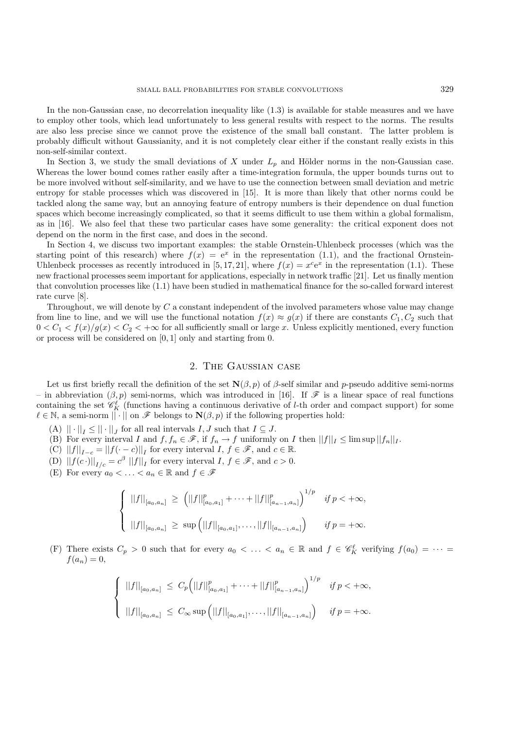In the non-Gaussian case, no decorrelation inequality like (1.3) is available for stable measures and we have to employ other tools, which lead unfortunately to less general results with respect to the norms. The results are also less precise since we cannot prove the existence of the small ball constant. The latter problem is probably difficult without Gaussianity, and it is not completely clear either if the constant really exists in this non-self-similar context.

In Section 3, we study the small deviations of $X$ under $L_p$ and Hölder norms in the non-Gaussian case. Whereas the lower bound comes rather easily after a time-integration formula, the upper bounds turns out to be more involved without self-similarity, and we have to use the connection between small deviation and metric entropy for stable processes which was discovered in [15]. It is more than likely that other norms could be tackled along the same way, but an annoying feature of entropy numbers is their dependence on dual function spaces which become increasingly complicated, so that it seems difficult to use them within a global formalism, as in [16]. We also feel that these two particular cases have some generality: the critical exponent does not depend on the norm in the first case, and does in the second.

In Section 4, we discuss two important examples: the stable Ornstein-Uhlenbeck processes (which was the starting point of this research) where $f(x) = e^x$ in the representation (1.1), and the fractional Ornstein-Uhlenbeck processes as recently introduced in [5, 17, 21], where $f(x) = x^c e^x$ in the representation (1.1). These new fractional processes seem important for applications, especially in network traffic [21]. Let us finally mention that convolution processes like (1.1) have been studied in mathematical finance for the so-called forward interest rate curve [8].

Throughout, we will denote by $C$ a constant independent of the involved parameters whose value may change from line to line, and we will use the functional notation $f(x) \approx g(x)$ if there are constants $C_1, C_2$ such that $0 < C_1 < f(x)/g(x) < C_2 < +\infty$ for all sufficiently small or large $x$. Unless explicitly mentioned, every function or process will be considered on $[0, 1]$ only and starting from 0.

## 2. The Gaussian case

Let us first briefly recall the definition of the set $\mathbf{N}(\beta, p)$ of $\beta$-self similar and $p$-pseudo additive semi-norms – in abbreviation $(\beta, p)$ semi-norms, which was introduced in [16]. If $\mathscr{F}$ is a linear space of real functions containing the set $\mathscr{C}_K^\ell$ (functions having a continuous derivative of $l$-th order and compact support) for some $\ell \in \mathbb{N}$, a semi-norm $|| \cdot ||$ on $\mathscr{F}$ belongs to $\mathbf{N}(\beta, p)$ if the following properties hold:

(A) $|| \cdot ||_I \leq || \cdot ||_J$ for all real intervals $I, J$ such that $I \subseteq J$.

(B) For every interval $I$ and $f, f_n \in \mathscr{F}$, if $f_n \to f$ uniformly on $I$ then $||f||_I \leq \limsup ||f_n||_I$.

(C) $||f||_{I-c} = ||f(\cdot - c)||_I$ for every interval $I$, $f \in \mathscr{F}$, and $c \in \mathbb{R}$.

(D) $||f(c\,\cdot)||_{I/c} = c^\beta \, ||f||_I$ for every interval $I$, $f \in \mathscr{F}$, and $c > 0$.

(E) For every $a_0 < \ldots < a_n \in \mathbb{R}$ and $f \in \mathscr{F}$

$$
\begin{cases}
||f||_{[a_0,a_n]} \;\geq\; \Big( ||f||^p_{[a_0,a_1]} + \cdots + ||f||^p_{[a_{n-1},a_n]} \Big)^{1/p} & \text{if } p < +\infty, \\[2ex]
||f||_{[a_0,a_n]} \;\geq\; \sup \Big( ||f||_{[a_0,a_1]}, \ldots, ||f||_{[a_{n-1},a_n]} \Big) & \text{if } p = +\infty.
\end{cases}
$$

(F) There exists $C_p > 0$ such that for every $a_0 < \ldots < a_n \in \mathbb{R}$ and $f \in \mathscr{C}_K^\ell$ verifying $f(a_0) = \cdots = f(a_n) = 0$,

$$
\begin{cases}
||f||_{[a_0,a_n]} \;\leq\; C_p \Big( ||f||^p_{[a_0,a_1]} + \cdots + ||f||^p_{[a_{n-1},a_n]} \Big)^{1/p} & \text{if } p < +\infty, \\[2ex]
||f||_{[a_0,a_n]} \;\leq\; C_\infty \sup \Big( ||f||_{[a_0,a_1]}, \ldots, ||f||_{[a_{n-1},a_n]} \Big) & \text{if } p = +\infty.
\end{cases}
$$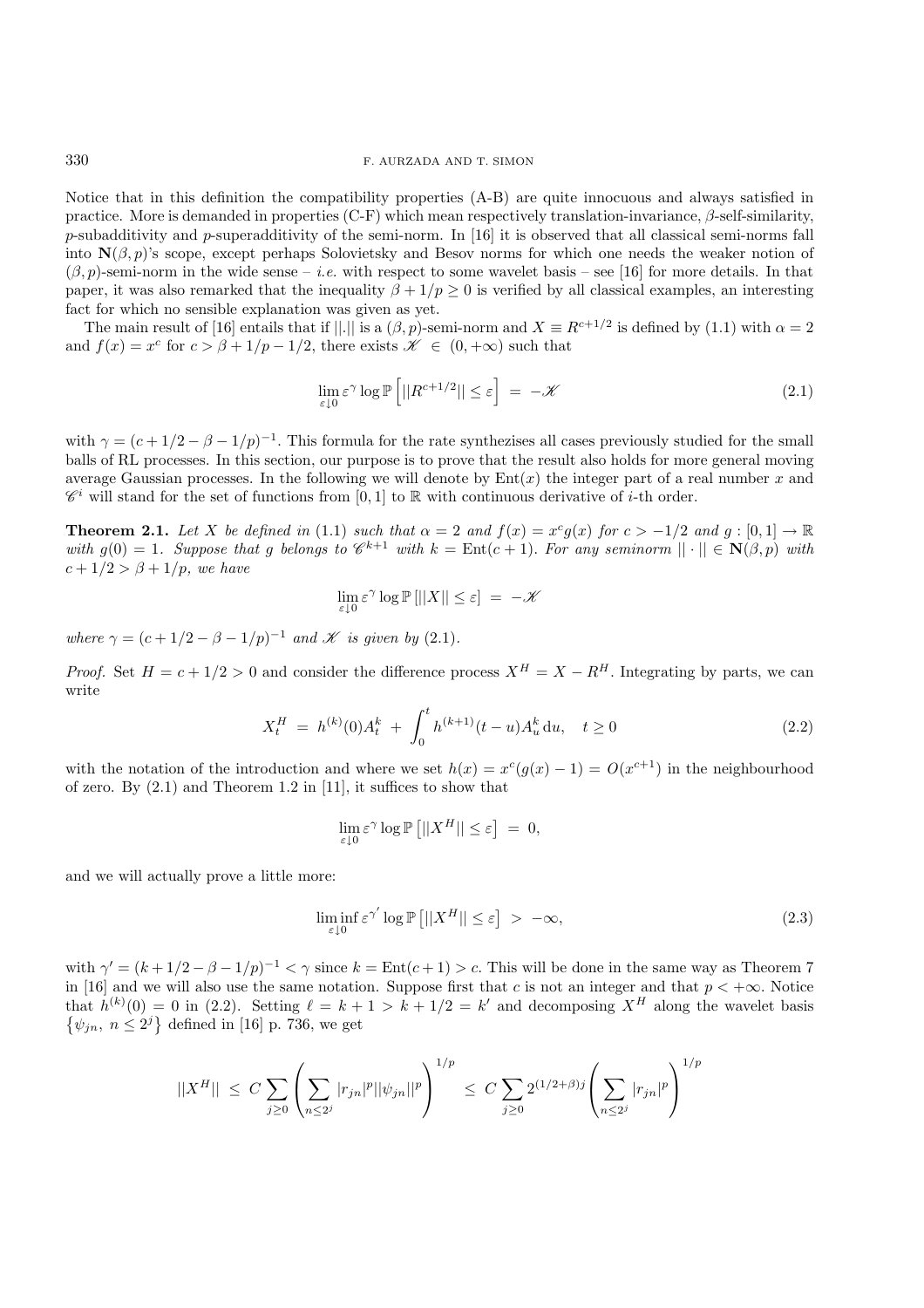Notice that in this definition the compatibility properties (A-B) are quite innocuous and always satisfied in practice. More is demanded in properties (C-F) which mean respectively translation-invariance, $\beta$-self-similarity, $p$-subadditivity and $p$-superadditivity of the semi-norm. In [16] it is observed that all classical semi-norms fall into $\mathbf{N}(\beta,p)$'s scope, except perhaps Solovietsky and Besov norms for which one needs the weaker notion of $(\beta,p)$-semi-norm in the wide sense – *i.e.* with respect to some wavelet basis – see [16] for more details. In that paper, it was also remarked that the inequality $\beta + 1/p \geq 0$ is verified by all classical examples, an interesting fact for which no sensible explanation was given as yet.

The main result of [16] entails that if $||.||$ is a $(\beta,p)$-semi-norm and $X \equiv R^{c+1/2}$ is defined by (1.1) with $\alpha = 2$ and $f(x) = x^c$ for $c > \beta + 1/p - 1/2$, there exists $\mathscr{K} \in (0,+\infty)$ such that

$$\lim_{\varepsilon \downarrow 0} \varepsilon^{\gamma} \log \mathbb{P}\left[||R^{c+1/2}|| \leq \varepsilon\right] = -\mathscr{K} \tag{2.1}$$

with $\gamma = (c + 1/2 - \beta - 1/p)^{-1}$. This formula for the rate synthezises all cases previously studied for the small balls of RL processes. In this section, our purpose is to prove that the result also holds for more general moving average Gaussian processes. In the following we will denote by $\mathrm{Ent}(x)$ the integer part of a real number $x$ and $\mathscr{C}^i$ will stand for the set of functions from $[0,1]$ to $\mathbb{R}$ with continuous derivative of $i$-th order.

**Theorem 2.1.** *Let $X$ be defined in* (1.1) *such that $\alpha = 2$ and $f(x) = x^c g(x)$ for $c > -1/2$ and $g : [0,1] \to \mathbb{R}$ with $g(0) = 1$. Suppose that $g$ belongs to $\mathscr{C}^{k+1}$ with $k = \mathrm{Ent}(c+1)$. For any seminorm $||\cdot|| \in \mathbf{N}(\beta,p)$ with $c + 1/2 > \beta + 1/p$, we have*

$$\lim_{\varepsilon \downarrow 0} \varepsilon^{\gamma} \log \mathbb{P}\left[||X|| \leq \varepsilon\right] = -\mathscr{K}$$

*where $\gamma = (c + 1/2 - \beta - 1/p)^{-1}$ and $\mathscr{K}$ is given by* (2.1).

*Proof.* Set $H = c + 1/2 > 0$ and consider the difference process $X^H = X - R^H$. Integrating by parts, we can write

$$X_t^H = h^{(k)}(0) A_t^k + \int_0^t h^{(k+1)}(t-u) A_u^k \, \mathrm{d}u, \quad t \geq 0 \tag{2.2}$$

with the notation of the introduction and where we set $h(x) = x^c(g(x) - 1) = O(x^{c+1})$ in the neighbourhood of zero. By (2.1) and Theorem 1.2 in [11], it suffices to show that

$$\lim_{\varepsilon \downarrow 0} \varepsilon^{\gamma} \log \mathbb{P}\left[||X^H|| \leq \varepsilon\right] = 0,$$

and we will actually prove a little more:

$$\liminf_{\varepsilon \downarrow 0} \varepsilon^{\gamma'} \log \mathbb{P}\left[||X^H|| \leq \varepsilon\right] > -\infty, \tag{2.3}$$

with $\gamma' = (k + 1/2 - \beta - 1/p)^{-1} < \gamma$ since $k = \mathrm{Ent}(c+1) > c$. This will be done in the same way as Theorem 7 in [16] and we will also use the same notation. Suppose first that $c$ is not an integer and that $p < +\infty$. Notice that $h^{(k)}(0) = 0$ in (2.2). Setting $\ell = k + 1 > k + 1/2 = k'$ and decomposing $X^H$ along the wavelet basis $\left\{\psi_{jn},\ n \leq 2^j\right\}$ defined in [16] p. 736, we get

$$||X^H|| \leq C \sum_{j \geq 0} \left( \sum_{n \leq 2^j} |r_{jn}|^p ||\psi_{jn}||^p \right)^{1/p} \leq C \sum_{j \geq 0} 2^{(1/2+\beta)j} \left( \sum_{n \leq 2^j} |r_{jn}|^p \right)^{1/p}$$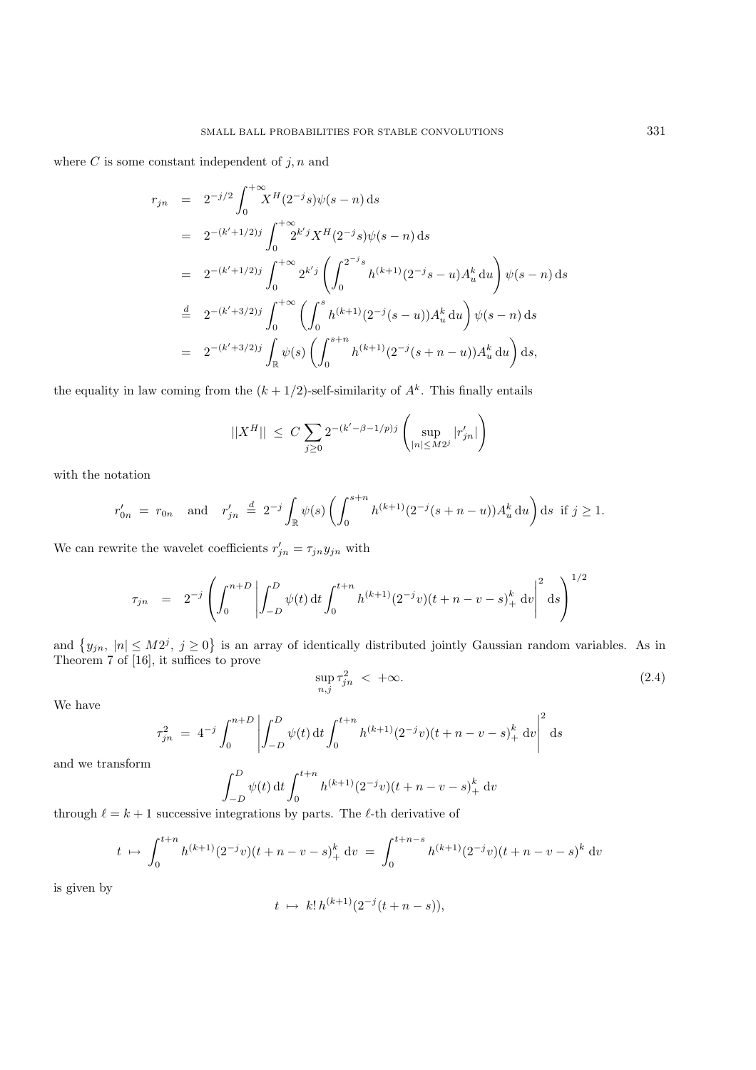where $C$ is some constant independent of $j, n$ and

$$
\begin{aligned}
r_{jn} &= 2^{-j/2} \int_0^{+\infty} X^H(2^{-j}s)\psi(s-n)\,\mathrm{d}s \\
&= 2^{-(k'+1/2)j} \int_0^{+\infty} 2^{k'j} X^H(2^{-j}s)\psi(s-n)\,\mathrm{d}s \\
&= 2^{-(k'+1/2)j} \int_0^{+\infty} 2^{k'j} \left( \int_0^{2^{-j}s} h^{(k+1)}(2^{-j}s-u) A_u^k \,\mathrm{d}u \right) \psi(s-n)\,\mathrm{d}s \\
&\stackrel{d}{=} 2^{-(k'+3/2)j} \int_0^{+\infty} \left( \int_0^{s} h^{(k+1)}(2^{-j}(s-u)) A_u^k \,\mathrm{d}u \right) \psi(s-n)\,\mathrm{d}s \\
&= 2^{-(k'+3/2)j} \int_{\mathbb{R}} \psi(s) \left( \int_0^{s+n} h^{(k+1)}(2^{-j}(s+n-u)) A_u^k \,\mathrm{d}u \right) \mathrm{d}s,
\end{aligned}
$$

the equality in law coming from the $(k+1/2)$-self-similarity of $A^k$. This finally entails

$$
||X^H|| \;\le\; C \sum_{j\ge 0} 2^{-(k'-\beta-1/p)j} \left( \sup_{|n|\le M2^j} |r'_{jn}| \right)
$$

with the notation

$$
r'_{0n} \;=\; r_{0n} \quad \text{and} \quad r'_{jn} \;\stackrel{d}{=}\; 2^{-j} \int_{\mathbb{R}} \psi(s) \left( \int_0^{s+n} h^{(k+1)}(2^{-j}(s+n-u)) A_u^k \,\mathrm{d}u \right) \mathrm{d}s \;\text{ if } j \ge 1.
$$

We can rewrite the wavelet coefficients $r'_{jn} = \tau_{jn} y_{jn}$ with

$$
\tau_{jn} \;=\; 2^{-j} \left( \int_0^{n+D} \left| \int_{-D}^{D} \psi(t)\,\mathrm{d}t \int_0^{t+n} h^{(k+1)}(2^{-j}v)(t+n-v-s)_+^k \,\mathrm{d}v \right|^2 \mathrm{d}s \right)^{1/2}
$$

and $\{y_{jn},\ |n| \le M2^j,\ j \ge 0\}$ is an array of identically distributed jointly Gaussian random variables. As in Theorem 7 of [16], it suffices to prove

$$
\sup_{n,j} \tau_{jn}^2 \;<\; +\infty. \tag{2.4}
$$

We have

$$
\tau_{jn}^2 \;=\; 4^{-j} \int_0^{n+D} \left| \int_{-D}^{D} \psi(t)\,\mathrm{d}t \int_0^{t+n} h^{(k+1)}(2^{-j}v)(t+n-v-s)_+^k \,\mathrm{d}v \right|^2 \mathrm{d}s
$$

and we transform

$$
\int_{-D}^{D} \psi(t)\,\mathrm{d}t \int_0^{t+n} h^{(k+1)}(2^{-j}v)(t+n-v-s)_+^k \,\mathrm{d}v
$$

through $\ell = k+1$ successive integrations by parts. The $\ell$-th derivative of

$$
t \;\mapsto\; \int_0^{t+n} h^{(k+1)}(2^{-j}v)(t+n-v-s)_+^k \,\mathrm{d}v \;=\; \int_0^{t+n-s} h^{(k+1)}(2^{-j}v)(t+n-v-s)^k \,\mathrm{d}v
$$

is given by

$$
t \;\mapsto\; k!\, h^{(k+1)}(2^{-j}(t+n-s)),
$$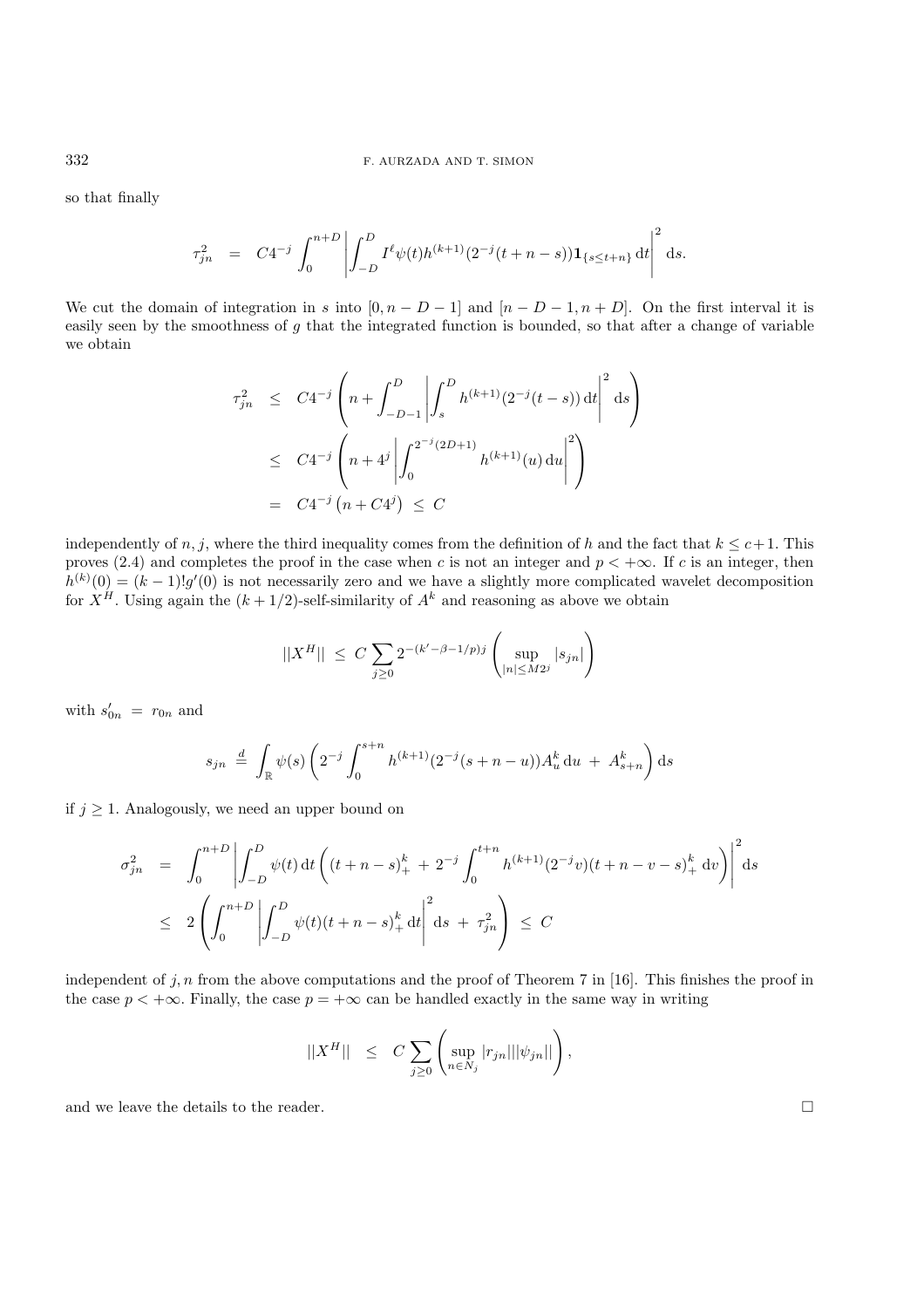so that finally

$$\tau_{jn}^2 \;=\; C4^{-j}\int_0^{n+D}\left|\int_{-D}^{D} I^\ell\psi(t)h^{(k+1)}(2^{-j}(t+n-s))\mathbf{1}_{\{s\le t+n\}}\,\mathrm{d}t\right|^2\,\mathrm{d}s.$$

We cut the domain of integration in $s$ into $[0, n-D-1]$ and $[n-D-1, n+D]$. On the first interval it is easily seen by the smoothness of $g$ that the integrated function is bounded, so that after a change of variable we obtain

$$\begin{aligned}
\tau_{jn}^2 \;&\le\; C4^{-j}\left(n+\int_{-D-1}^{D}\left|\int_s^D h^{(k+1)}(2^{-j}(t-s))\,\mathrm{d}t\right|^2\mathrm{d}s\right)\\
&\le\; C4^{-j}\left(n+4^j\left|\int_0^{2^{-j}(2D+1)} h^{(k+1)}(u)\,\mathrm{d}u\right|^2\right)\\
&=\; C4^{-j}\left(n+C4^j\right)\;\le\; C
\end{aligned}$$

independently of $n, j$, where the third inequality comes from the definition of $h$ and the fact that $k\le c+1$. This proves (2.4) and completes the proof in the case when $c$ is not an integer and $p<+\infty$. If $c$ is an integer, then $h^{(k)}(0)=(k-1)!g'(0)$ is not necessarily zero and we have a slightly more complicated wavelet decomposition for $X^H$. Using again the $(k+1/2)$-self-similarity of $A^k$ and reasoning as above we obtain

$$||X^H|| \;\le\; C\sum_{j\ge 0}2^{-(k'-\beta-1/p)j}\left(\sup_{|n|\le M2^j}|s_{jn}|\right)$$

with $s'_{0n} \;=\; r_{0n}$ and

$$s_{jn} \;\stackrel{d}{=}\; \int_{\mathbb{R}}\psi(s)\left(2^{-j}\int_0^{s+n}h^{(k+1)}(2^{-j}(s+n-u))A_u^k\,\mathrm{d}u \;+\; A_{s+n}^k\right)\mathrm{d}s$$

if $j\ge 1$. Analogously, we need an upper bound on

$$\begin{aligned}
\sigma_{jn}^2 \;&=\; \int_0^{n+D}\left|\int_{-D}^{D}\psi(t)\,\mathrm{d}t\left((t+n-s)_+^k \;+\; 2^{-j}\int_0^{t+n}h^{(k+1)}(2^{-j}v)(t+n-v-s)_+^k\,\mathrm{d}v\right)\right|^2\mathrm{d}s\\
&\le\; 2\left(\int_0^{n+D}\left|\int_{-D}^{D}\psi(t)(t+n-s)_+^k\,\mathrm{d}t\right|^2\mathrm{d}s \;+\; \tau_{jn}^2\right)\;\le\; C
\end{aligned}$$

independent of $j, n$ from the above computations and the proof of Theorem 7 in [16]. This finishes the proof in the case $p<+\infty$. Finally, the case $p=+\infty$ can be handled exactly in the same way in writing

$$||X^H|| \;\;\le\;\; C\sum_{j\ge 0}\left(\sup_{n\in N_j}|r_{jn}|||\psi_{jn}||\right),$$

and we leave the details to the reader. □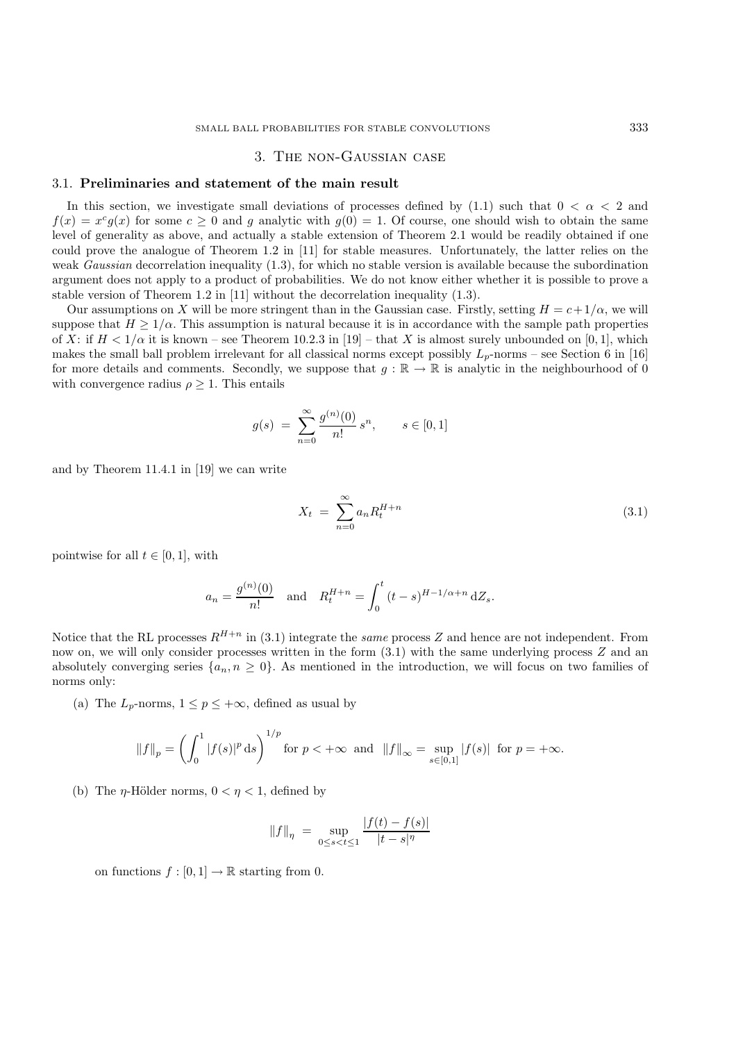## 3. The non-Gaussian case

### 3.1. Preliminaries and statement of the main result

In this section, we investigate small deviations of processes defined by (1.1) such that $0 < \alpha < 2$ and $f(x) = x^c g(x)$ for some $c \geq 0$ and $g$ analytic with $g(0) = 1$. Of course, one should wish to obtain the same level of generality as above, and actually a stable extension of Theorem 2.1 would be readily obtained if one could prove the analogue of Theorem 1.2 in [11] for stable measures. Unfortunately, the latter relies on the weak *Gaussian* decorrelation inequality (1.3), for which no stable version is available because the subordination argument does not apply to a product of probabilities. We do not know either whether it is possible to prove a stable version of Theorem 1.2 in [11] without the decorrelation inequality (1.3).

Our assumptions on $X$ will be more stringent than in the Gaussian case. Firstly, setting $H = c + 1/\alpha$, we will suppose that $H \geq 1/\alpha$. This assumption is natural because it is in accordance with the sample path properties of $X$: if $H < 1/\alpha$ it is known – see Theorem 10.2.3 in [19] – that $X$ is almost surely unbounded on $[0, 1]$, which makes the small ball problem irrelevant for all classical norms except possibly $L_p$-norms – see Section 6 in [16] for more details and comments. Secondly, we suppose that $g : \mathbb{R} \to \mathbb{R}$ is analytic in the neighbourhood of 0 with convergence radius $\rho \geq 1$. This entails

$$g(s) \;=\; \sum_{n=0}^{\infty} \frac{g^{(n)}(0)}{n!}\, s^n, \qquad s \in [0, 1]$$

and by Theorem 11.4.1 in [19] we can write

$$X_t \;=\; \sum_{n=0}^{\infty} a_n R_t^{H+n} \tag{3.1}$$

pointwise for all $t \in [0, 1]$, with

$$a_n = \frac{g^{(n)}(0)}{n!} \quad \text{and} \quad R_t^{H+n} = \int_0^t (t-s)^{H-1/\alpha+n}\, \mathrm{d}Z_s.$$

Notice that the RL processes $R^{H+n}$ in (3.1) integrate the *same* process $Z$ and hence are not independent. From now on, we will only consider processes written in the form (3.1) with the same underlying process $Z$ and an absolutely converging series $\{a_n, n \geq 0\}$. As mentioned in the introduction, we will focus on two families of norms only:

(a) The $L_p$-norms, $1 \leq p \leq +\infty$, defined as usual by

$$\|f\|_p = \left(\int_0^1 |f(s)|^p \, \mathrm{d}s\right)^{1/p} \text{ for } p < +\infty \;\text{ and }\; \|f\|_\infty = \sup_{s \in [0,1]} |f(s)| \;\text{ for } p = +\infty.$$

(b) The $\eta$-Hölder norms, $0 < \eta < 1$, defined by

$$\|f\|_\eta \;=\; \sup_{0 \leq s < t \leq 1} \frac{|f(t) - f(s)|}{|t - s|^\eta}$$

on functions $f : [0, 1] \to \mathbb{R}$ starting from 0.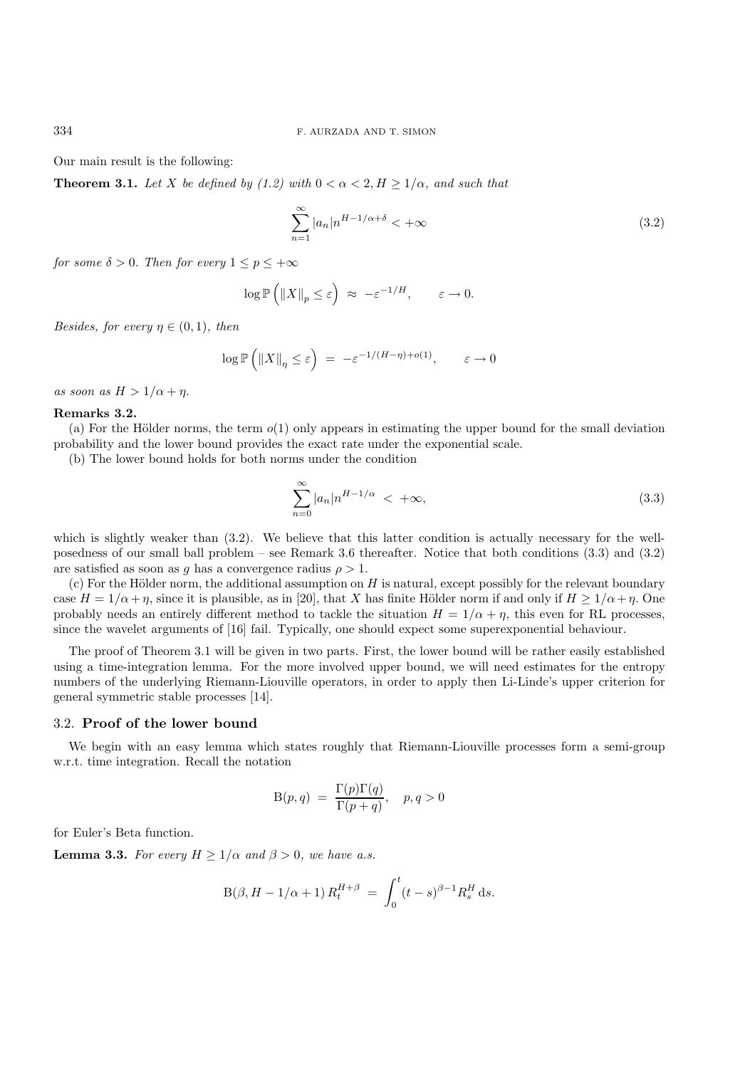Our main result is the following:

**Theorem 3.1.** *Let $X$ be defined by (1.2) with $0 < \alpha < 2, H \geq 1/\alpha$, and such that*

$$\sum_{n=1}^{\infty} |a_n| n^{H-1/\alpha+\delta} < +\infty \tag{3.2}$$

*for some $\delta > 0$. Then for every $1 \leq p \leq +\infty$*

$$\log \mathbb{P}\left(\|X\|_p \leq \varepsilon\right) \approx -\varepsilon^{-1/H}, \qquad \varepsilon \to 0.$$

*Besides, for every $\eta \in (0,1)$, then*

$$\log \mathbb{P}\left(\|X\|_\eta \leq \varepsilon\right) = -\varepsilon^{-1/(H-\eta)+o(1)}, \qquad \varepsilon \to 0$$

*as soon as $H > 1/\alpha + \eta$.*

**Remarks 3.2.**

(a) For the Hölder norms, the term $o(1)$ only appears in estimating the upper bound for the small deviation probability and the lower bound provides the exact rate under the exponential scale.

(b) The lower bound holds for both norms under the condition

$$\sum_{n=0}^{\infty} |a_n| n^{H-1/\alpha} < +\infty, \tag{3.3}$$

which is slightly weaker than (3.2). We believe that this latter condition is actually necessary for the well-posedness of our small ball problem – see Remark 3.6 thereafter. Notice that both conditions (3.3) and (3.2) are satisfied as soon as $g$ has a convergence radius $\rho > 1$.

(c) For the Hölder norm, the additional assumption on $H$ is natural, except possibly for the relevant boundary case $H = 1/\alpha + \eta$, since it is plausible, as in [20], that $X$ has finite Hölder norm if and only if $H \geq 1/\alpha + \eta$. One probably needs an entirely different method to tackle the situation $H = 1/\alpha + \eta$, this even for RL processes, since the wavelet arguments of [16] fail. Typically, one should expect some superexponential behaviour.

The proof of Theorem 3.1 will be given in two parts. First, the lower bound will be rather easily established using a time-integration lemma. For the more involved upper bound, we will need estimates for the entropy numbers of the underlying Riemann-Liouville operators, in order to apply then Li-Linde's upper criterion for general symmetric stable processes [14].

### 3.2. **Proof of the lower bound**

We begin with an easy lemma which states roughly that Riemann-Liouville processes form a semi-group w.r.t. time integration. Recall the notation

$$\mathrm{B}(p,q) = \frac{\Gamma(p)\Gamma(q)}{\Gamma(p+q)}, \quad p,q > 0$$

for Euler's Beta function.

**Lemma 3.3.** *For every $H \geq 1/\alpha$ and $\beta > 0$, we have a.s.*

$$\mathrm{B}(\beta, H - 1/\alpha + 1)\, R_t^{H+\beta} = \int_0^t (t-s)^{\beta-1} R_s^H \, \mathrm{d}s.$$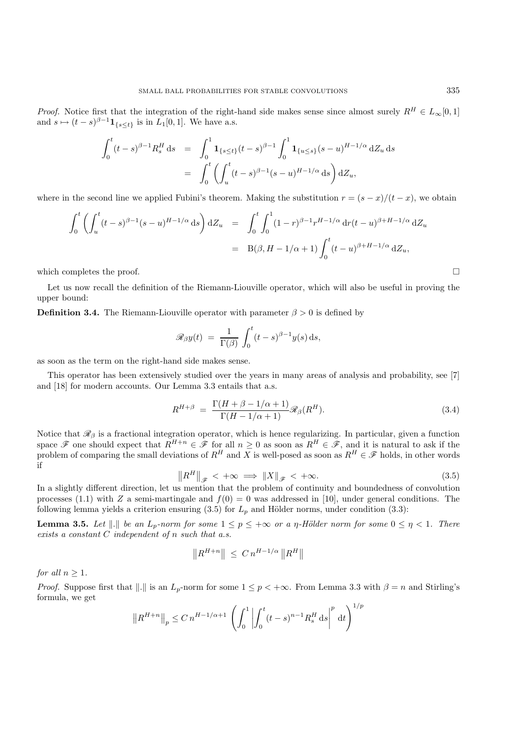*Proof.* Notice first that the integration of the right-hand side makes sense since almost surely $R^H \in L_\infty[0,1]$ and $s \mapsto (t-s)^{\beta-1}\mathbf{1}_{\{s\le t\}}$ is in $L_1[0,1]$. We have a.s.

$$\begin{aligned}
\int_0^t (t-s)^{\beta-1} R_s^H \,\mathrm{d}s &= \int_0^1 \mathbf{1}_{\{s\le t\}}(t-s)^{\beta-1}\int_0^1 \mathbf{1}_{\{u\le s\}}(s-u)^{H-1/\alpha}\,\mathrm{d}Z_u\,\mathrm{d}s \\
&= \int_0^t \left(\int_u^t (t-s)^{\beta-1}(s-u)^{H-1/\alpha}\,\mathrm{d}s\right)\mathrm{d}Z_u,
\end{aligned}$$

where in the second line we applied Fubini's theorem. Making the substitution $r = (s-x)/(t-x)$, we obtain

$$\begin{aligned}
\int_0^t \left(\int_u^t (t-s)^{\beta-1}(s-u)^{H-1/\alpha}\,\mathrm{d}s\right)\mathrm{d}Z_u &= \int_0^t \int_0^1 (1-r)^{\beta-1} r^{H-1/\alpha}\,\mathrm{d}r (t-u)^{\beta+H-1/\alpha}\,\mathrm{d}Z_u \\
&= \mathrm{B}(\beta, H-1/\alpha+1)\int_0^t (t-u)^{\beta+H-1/\alpha}\,\mathrm{d}Z_u,
\end{aligned}$$

which completes the proof. □

Let us now recall the definition of the Riemann-Liouville operator, which will also be useful in proving the upper bound:

**Definition 3.4.** The Riemann-Liouville operator with parameter $\beta > 0$ is defined by

$$\mathscr{R}_\beta y(t) \;=\; \frac{1}{\Gamma(\beta)}\int_0^t (t-s)^{\beta-1} y(s)\,\mathrm{d}s,$$

as soon as the term on the right-hand side makes sense.

This operator has been extensively studied over the years in many areas of analysis and probability, see [7] and [18] for modern accounts. Our Lemma 3.3 entails that a.s.

$$R^{H+\beta} \;=\; \frac{\Gamma(H+\beta-1/\alpha+1)}{\Gamma(H-1/\alpha+1)}\mathscr{R}_\beta(R^H). \tag{3.4}$$

Notice that $\mathscr{R}_\beta$ is a fractional integration operator, which is hence regularizing. In particular, given a function space $\mathscr{F}$ one should expect that $R^{H+n} \in \mathscr{F}$ for all $n \ge 0$ as soon as $R^H \in \mathscr{F}$, and it is natural to ask if the problem of comparing the small deviations of $R^H$ and $X$ is well-posed as soon as $R^H \in \mathscr{F}$ holds, in other words if

$$\left\|R^H\right\|_{\mathscr{F}} < +\infty \implies \|X\|_{\mathscr{F}} < +\infty. \tag{3.5}$$

In a slightly different direction, let us mention that the problem of continuity and boundedness of convolution processes (1.1) with $Z$ a semi-martingale and $f(0) = 0$ was addressed in [10], under general conditions. The following lemma yields a criterion ensuring (3.5) for $L_p$ and Hölder norms, under condition (3.3):

**Lemma 3.5.** *Let $\|.\|$ be an $L_p$-norm for some $1 \le p \le +\infty$ or a $\eta$-Hölder norm for some $0 \le \eta < 1$. There exists a constant $C$ independent of $n$ such that a.s.*

$$\left\|R^{H+n}\right\| \;\le\; C\, n^{H-1/\alpha}\left\|R^H\right\|$$

*for all $n \ge 1$.*

*Proof.* Suppose first that $\|.\|$ is an $L_p$-norm for some $1 \le p < +\infty$. From Lemma 3.3 with $\beta = n$ and Stirling's formula, we get

$$\left\|R^{H+n}\right\|_p \le C\, n^{H-1/\alpha+1}\left(\int_0^1 \left|\int_0^t (t-s)^{n-1} R_s^H\,\mathrm{d}s\right|^p \mathrm{d}t\right)^{1/p}$$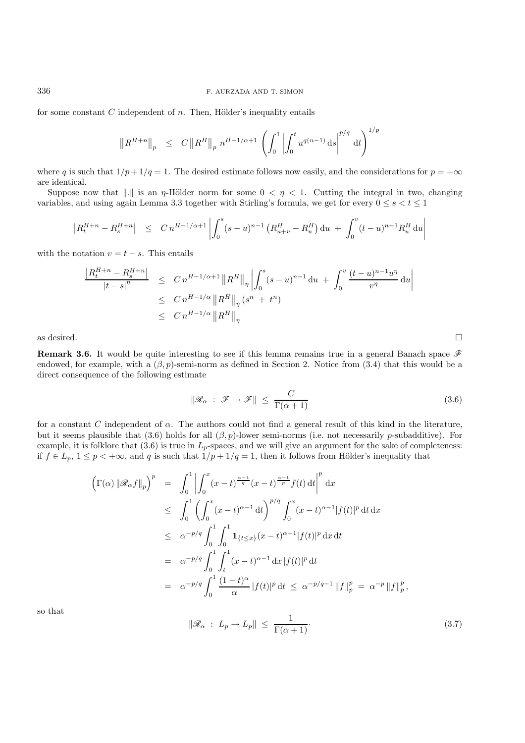for some constant $C$ independent of $n$. Then, Hölder's inequality entails

$$\left\|R^{H+n}\right\|_p \quad \leq \quad C\left\|R^H\right\|_p \, n^{H-1/\alpha+1} \left(\int_0^1 \left|\int_0^t u^{q(n-1)}\,\mathrm{d}s\right|^{p/q} \mathrm{d}t\right)^{1/p}$$

where $q$ is such that $1/p+1/q=1$. The desired estimate follows now easily, and the considerations for $p=+\infty$ are identical.

Suppose now that $\|.\|$ is an $\eta$-Hölder norm for some $0<\eta<1$. Cutting the integral in two, changing variables, and using again Lemma 3.3 together with Stirling's formula, we get for every $0\leq s<t\leq 1$

$$\left|R_t^{H+n}-R_s^{H+n}\right| \quad \leq \quad C\,n^{H-1/\alpha+1}\left|\int_0^s (s-u)^{n-1}\left(R_{u+v}^H - R_u^H\right)\mathrm{d}u \;+\; \int_0^v (t-u)^{n-1} R_u^H\,\mathrm{d}u\right|$$

with the notation $v=t-s$. This entails

$$\begin{aligned}
\frac{\left|R_t^{H+n}-R_s^{H+n}\right|}{|t-s|^\eta} \quad &\leq \quad C\,n^{H-1/\alpha+1}\left\|R^H\right\|_\eta \left|\int_0^s (s-u)^{n-1}\,\mathrm{d}u \;+\; \int_0^v \frac{(t-u)^{n-1}u^\eta}{v^\eta}\,\mathrm{d}u\right| \\
&\leq \quad C\,n^{H-1/\alpha}\left\|R^H\right\|_\eta (s^n \;+\; t^n) \\
&\leq \quad C\,n^{H-1/\alpha}\left\|R^H\right\|_\eta
\end{aligned}$$

as desired. □

**Remark 3.6.** It would be quite interesting to see if this lemma remains true in a general Banach space $\mathscr{F}$ endowed, for example, with a $(\beta,p)$-semi-norm as defined in Section 2. Notice from (3.4) that this would be a direct consequence of the following estimate

$$\|\mathscr{R}_\alpha \;:\; \mathscr{F}\to\mathscr{F}\| \;\leq\; \frac{C}{\Gamma(\alpha+1)} \tag{3.6}$$

for a constant $C$ independent of $\alpha$. The authors could not find a general result of this kind in the literature, but it seems plausible that (3.6) holds for all $(\beta,p)$-lower semi-norms (i.e. not necessarily $p$-subadditive). For example, it is folklore that (3.6) is true in $L_p$-spaces, and we will give an argument for the sake of completeness: if $f\in L_p$, $1\leq p<+\infty$, and $q$ is such that $1/p+1/q=1$, then it follows from Hölder's inequality that

$$\begin{aligned}
\Big(\Gamma(\alpha)\,\|\mathscr{R}_\alpha f\|_p\Big)^p \quad &= \quad \int_0^1\left|\int_0^x (x-t)^{\frac{\alpha-1}{q}}(x-t)^{\frac{\alpha-1}{p}} f(t)\,\mathrm{d}t\right|^p\mathrm{d}x \\
&\leq \quad \int_0^1\left(\int_0^x (x-t)^{\alpha-1}\,\mathrm{d}t\right)^{p/q}\int_0^x (x-t)^{\alpha-1}|f(t)|^p\,\mathrm{d}t\,\mathrm{d}x \\
&\leq \quad \alpha^{-p/q}\int_0^1\int_0^1 \mathbf{1}_{\{t\leq x\}}(x-t)^{\alpha-1}|f(t)|^p\,\mathrm{d}x\,\mathrm{d}t \\
&= \quad \alpha^{-p/q}\int_0^1\int_t^1 (x-t)^{\alpha-1}\,\mathrm{d}x\,|f(t)|^p\,\mathrm{d}t \\
&= \quad \alpha^{-p/q}\int_0^1 \frac{(1-t)^\alpha}{\alpha}\,|f(t)|^p\,\mathrm{d}t \;\leq\; \alpha^{-p/q-1}\,\|f\|_p^p \;=\; \alpha^{-p}\,\|f\|_p^p,
\end{aligned}$$

so that

$$\|\mathscr{R}_\alpha \;:\; L_p\to L_p\| \;\leq\; \frac{1}{\Gamma(\alpha+1)}\cdot \tag{3.7}$$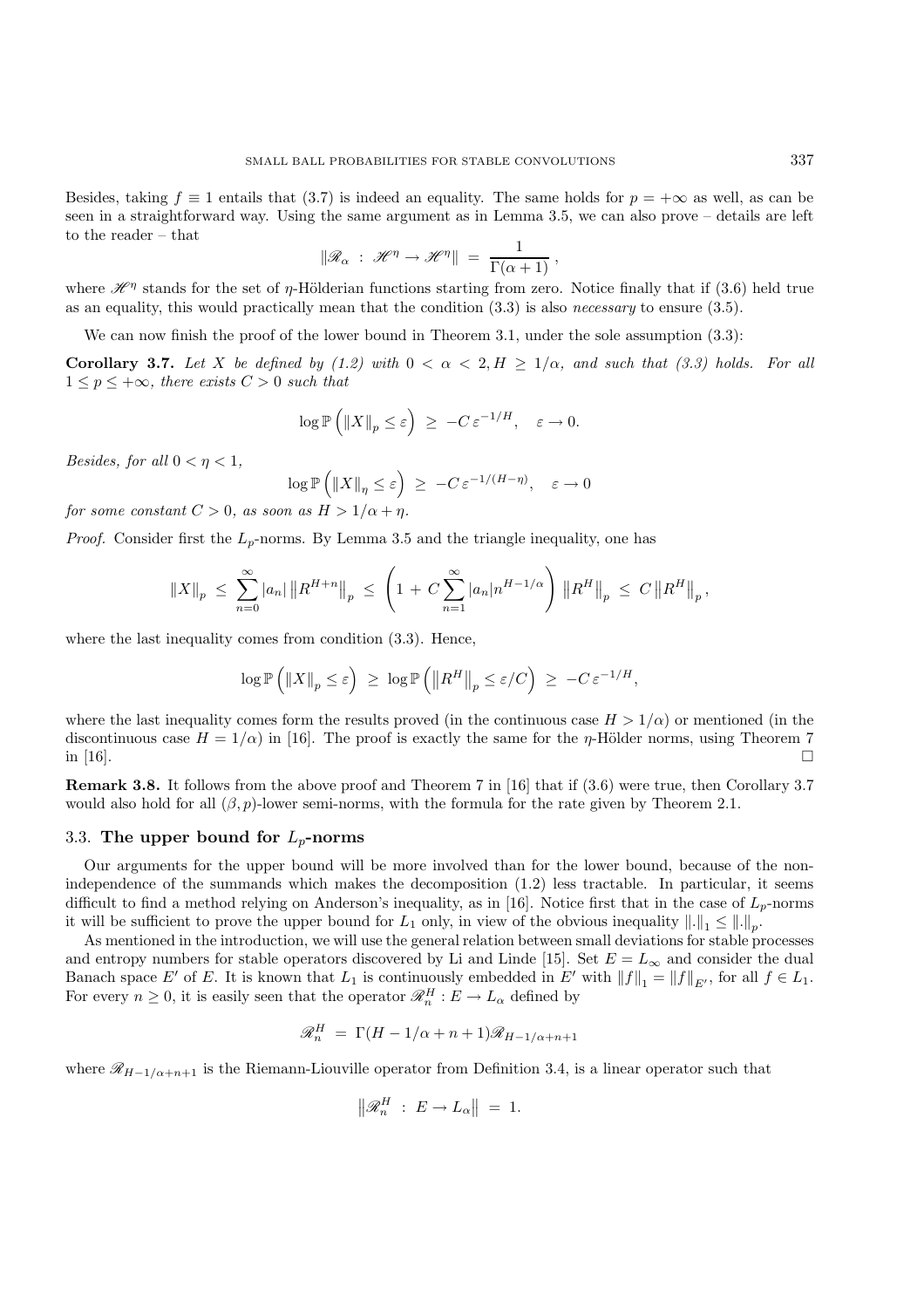Besides, taking $f \equiv 1$ entails that (3.7) is indeed an equality. The same holds for $p = +\infty$ as well, as can be seen in a straightforward way. Using the same argument as in Lemma 3.5, we can also prove – details are left to the reader – that

$$\|\mathscr{R}_\alpha \;:\; \mathscr{H}^\eta \to \mathscr{H}^\eta\| \;=\; \frac{1}{\Gamma(\alpha+1)}\,,$$

where $\mathscr{H}^\eta$ stands for the set of $\eta$-Hölderian functions starting from zero. Notice finally that if (3.6) held true as an equality, this would practically mean that the condition (3.3) is also *necessary* to ensure (3.5).

We can now finish the proof of the lower bound in Theorem 3.1, under the sole assumption (3.3):

**Corollary 3.7.** *Let $X$ be defined by (1.2) with $0 < \alpha < 2, H \geq 1/\alpha$, and such that (3.3) holds. For all $1 \leq p \leq +\infty$, there exists $C > 0$ such that*

$$\log \mathbb{P}\left(\|X\|_p \leq \varepsilon\right) \;\geq\; -C\,\varepsilon^{-1/H}, \quad \varepsilon \to 0.$$

*Besides, for all $0 < \eta < 1$,*

$$\log \mathbb{P}\left(\|X\|_\eta \leq \varepsilon\right) \;\geq\; -C\,\varepsilon^{-1/(H-\eta)}, \quad \varepsilon \to 0$$

*for some constant $C > 0$, as soon as $H > 1/\alpha + \eta$.*

*Proof.* Consider first the $L_p$-norms. By Lemma 3.5 and the triangle inequality, one has

$$\|X\|_p \;\leq\; \sum_{n=0}^{\infty} |a_n| \left\|R^{H+n}\right\|_p \;\leq\; \left(1 \,+\, C\sum_{n=1}^{\infty} |a_n| n^{H-1/\alpha}\right) \left\|R^H\right\|_p \;\leq\; C\left\|R^H\right\|_p,$$

where the last inequality comes from condition (3.3). Hence,

$$\log \mathbb{P}\left(\|X\|_p \leq \varepsilon\right) \;\geq\; \log \mathbb{P}\left(\left\|R^H\right\|_p \leq \varepsilon/C\right) \;\geq\; -C\,\varepsilon^{-1/H},$$

where the last inequality comes form the results proved (in the continuous case $H > 1/\alpha$) or mentioned (in the discontinuous case $H = 1/\alpha$) in [16]. The proof is exactly the same for the $\eta$-Hölder norms, using Theorem 7 in [16]. $\square$

**Remark 3.8.** It follows from the above proof and Theorem 7 in [16] that if (3.6) were true, then Corollary 3.7 would also hold for all $(\beta, p)$-lower semi-norms, with the formula for the rate given by Theorem 2.1.

### 3.3. The upper bound for $L_p$-norms

Our arguments for the upper bound will be more involved than for the lower bound, because of the non-independence of the summands which makes the decomposition (1.2) less tractable. In particular, it seems difficult to find a method relying on Anderson's inequality, as in [16]. Notice first that in the case of $L_p$-norms it will be sufficient to prove the upper bound for $L_1$ only, in view of the obvious inequality $\|.\|_1 \leq \|.\|_p$.

As mentioned in the introduction, we will use the general relation between small deviations for stable processes and entropy numbers for stable operators discovered by Li and Linde [15]. Set $E = L_\infty$ and consider the dual Banach space $E'$ of $E$. It is known that $L_1$ is continuously embedded in $E'$ with $\|f\|_1 = \|f\|_{E'}$, for all $f \in L_1$. For every $n \geq 0$, it is easily seen that the operator $\mathscr{R}_n^H : E \to L_\alpha$ defined by

$$\mathscr{R}_n^H \;=\; \Gamma(H - 1/\alpha + n + 1)\mathscr{R}_{H-1/\alpha+n+1}$$

where $\mathscr{R}_{H-1/\alpha+n+1}$ is the Riemann-Liouville operator from Definition 3.4, is a linear operator such that

$$\left\|\mathscr{R}_n^H \;:\; E \to L_\alpha\right\| \;=\; 1.$$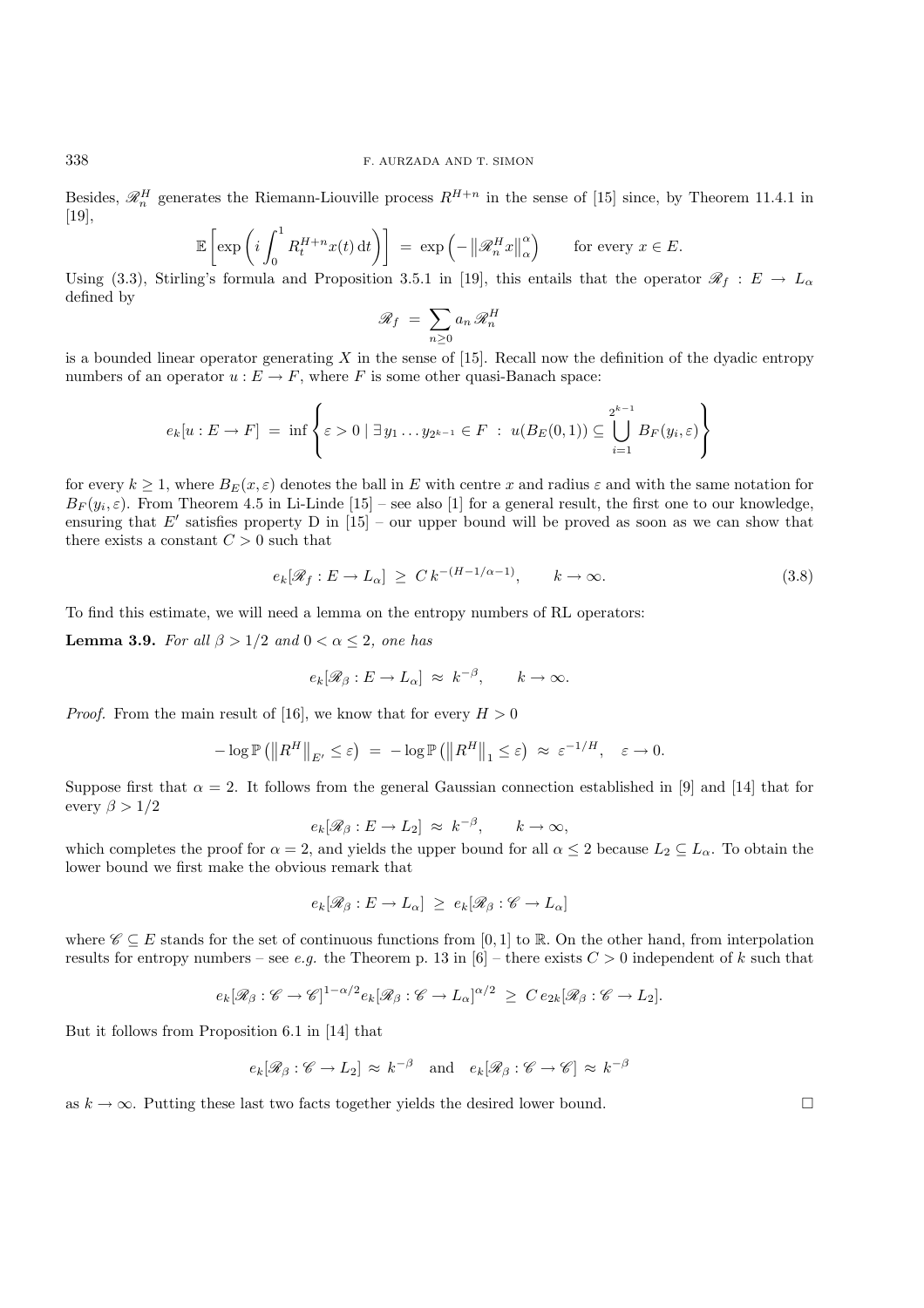Besides, $\mathscr{R}_n^H$ generates the Riemann-Liouville process $R^{H+n}$ in the sense of [15] since, by Theorem 11.4.1 in [19],

$$\mathbb{E}\left[\exp\left(i\int_0^1 R_t^{H+n}x(t)\,\mathrm{d}t\right)\right] \;=\; \exp\left(-\left\|\mathscr{R}_n^H x\right\|_\alpha^\alpha\right) \qquad \text{for every } x \in E.$$

Using (3.3), Stirling's formula and Proposition 3.5.1 in [19], this entails that the operator $\mathscr{R}_f : E \to L_\alpha$ defined by

$$\mathscr{R}_f \;=\; \sum_{n\geq 0} a_n \,\mathscr{R}_n^H$$

is a bounded linear operator generating $X$ in the sense of [15]. Recall now the definition of the dyadic entropy numbers of an operator $u : E \to F$, where $F$ is some other quasi-Banach space:

$$e_k[u : E \to F] \;=\; \inf\left\{\varepsilon > 0 \mid \exists\, y_1 \ldots y_{2^{k-1}} \in F \;:\; u(B_E(0,1)) \subseteq \bigcup_{i=1}^{2^{k-1}} B_F(y_i,\varepsilon)\right\}$$

for every $k \geq 1$, where $B_E(x,\varepsilon)$ denotes the ball in $E$ with centre $x$ and radius $\varepsilon$ and with the same notation for $B_F(y_i,\varepsilon)$. From Theorem 4.5 in Li-Linde [15] – see also [1] for a general result, the first one to our knowledge, ensuring that $E'$ satisfies property D in [15] – our upper bound will be proved as soon as we can show that there exists a constant $C > 0$ such that

$$e_k[\mathscr{R}_f : E \to L_\alpha] \;\geq\; C\, k^{-(H-1/\alpha-1)}, \qquad k \to \infty. \tag{3.8}$$

To find this estimate, we will need a lemma on the entropy numbers of RL operators:

**Lemma 3.9.** *For all $\beta > 1/2$ and $0 < \alpha \leq 2$, one has*

$$e_k[\mathscr{R}_\beta : E \to L_\alpha] \;\approx\; k^{-\beta}, \qquad k \to \infty.$$

*Proof.* From the main result of [16], we know that for every $H > 0$

$$-\log \mathbb{P}\left(\left\|R^H\right\|_{E'} \leq \varepsilon\right) \;=\; -\log \mathbb{P}\left(\left\|R^H\right\|_1 \leq \varepsilon\right) \;\approx\; \varepsilon^{-1/H}, \quad \varepsilon \to 0.$$

Suppose first that $\alpha = 2$. It follows from the general Gaussian connection established in [9] and [14] that for every $\beta > 1/2$

$$e_k[\mathscr{R}_\beta : E \to L_2] \;\approx\; k^{-\beta}, \qquad k \to \infty,$$

which completes the proof for $\alpha = 2$, and yields the upper bound for all $\alpha \leq 2$ because $L_2 \subseteq L_\alpha$. To obtain the lower bound we first make the obvious remark that

$$e_k[\mathscr{R}_\beta : E \to L_\alpha] \;\geq\; e_k[\mathscr{R}_\beta : \mathscr{C} \to L_\alpha]$$

where $\mathscr{C} \subseteq E$ stands for the set of continuous functions from $[0,1]$ to $\mathbb{R}$. On the other hand, from interpolation results for entropy numbers – see *e.g.* the Theorem p. 13 in [6] – there exists $C > 0$ independent of $k$ such that

$$e_k[\mathscr{R}_\beta : \mathscr{C} \to \mathscr{C}]^{1-\alpha/2} e_k[\mathscr{R}_\beta : \mathscr{C} \to L_\alpha]^{\alpha/2} \;\geq\; C\, e_{2k}[\mathscr{R}_\beta : \mathscr{C} \to L_2].$$

But it follows from Proposition 6.1 in [14] that

$$e_k[\mathscr{R}_\beta : \mathscr{C} \to L_2] \approx k^{-\beta} \quad \text{and} \quad e_k[\mathscr{R}_\beta : \mathscr{C} \to \mathscr{C}] \approx k^{-\beta}$$

as $k \to \infty$. Putting these last two facts together yields the desired lower bound. □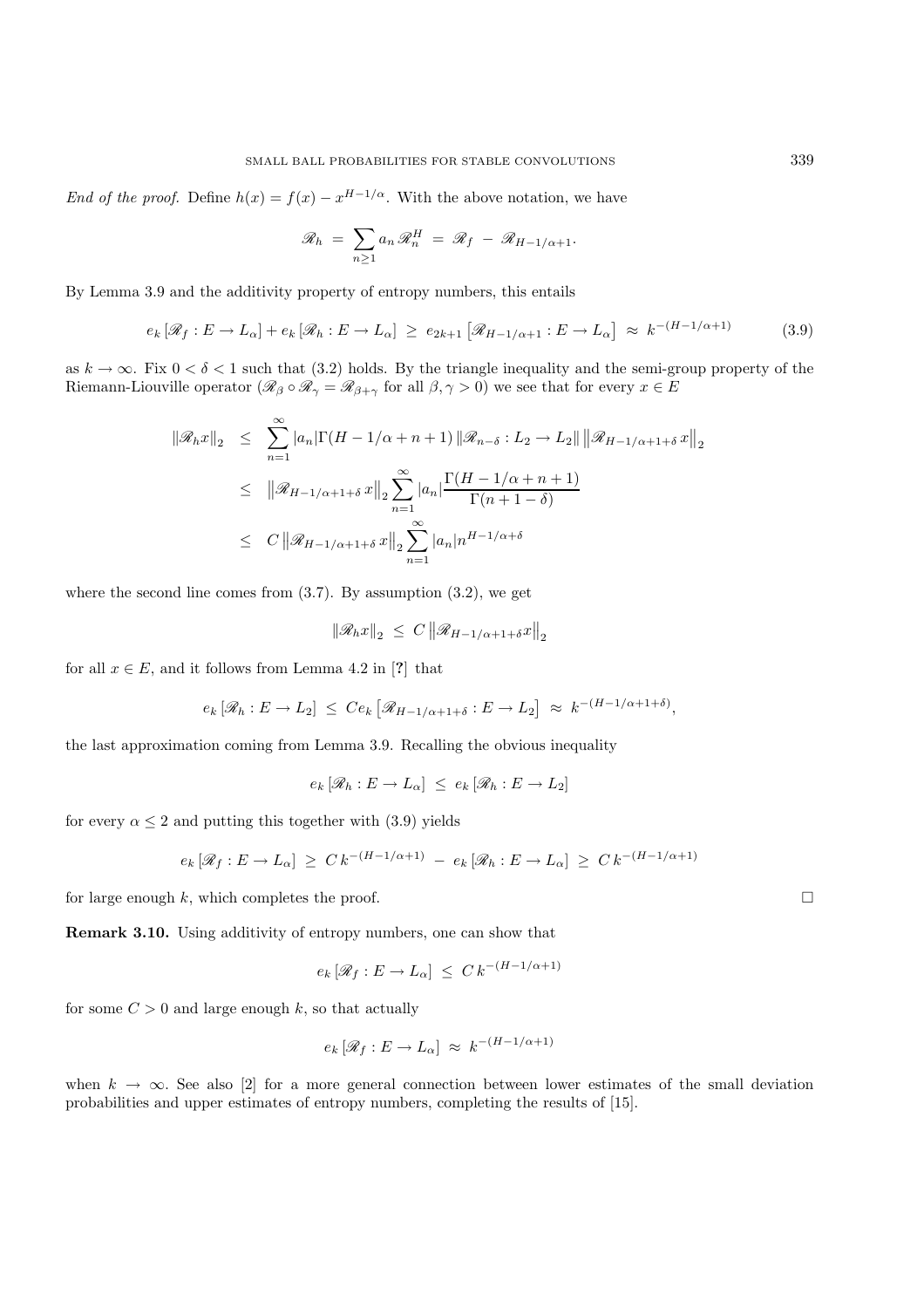*End of the proof.* Define $h(x) = f(x) - x^{H-1/\alpha}$. With the above notation, we have

$$\mathscr{R}_h \;=\; \sum_{n\geq 1} a_n \, \mathscr{R}^H_n \;=\; \mathscr{R}_f \;-\; \mathscr{R}_{H-1/\alpha+1}.$$

By Lemma 3.9 and the additivity property of entropy numbers, this entails

$$e_k\left[\mathscr{R}_f : E \to L_\alpha\right] + e_k\left[\mathscr{R}_h : E \to L_\alpha\right] \;\geq\; e_{2k+1}\left[\mathscr{R}_{H-1/\alpha+1} : E \to L_\alpha\right] \;\approx\; k^{-(H-1/\alpha+1)} \tag{3.9}$$

as $k \to \infty$. Fix $0 < \delta < 1$ such that (3.2) holds. By the triangle inequality and the semi-group property of the Riemann-Liouville operator ($\mathscr{R}_\beta \circ \mathscr{R}_\gamma = \mathscr{R}_{\beta+\gamma}$ for all $\beta, \gamma > 0$) we see that for every $x \in E$

$$\begin{aligned}
\|\mathscr{R}_h x\|_2 &\leq \sum_{n=1}^{\infty} |a_n| \Gamma(H - 1/\alpha + n + 1) \left\|\mathscr{R}_{n-\delta} : L_2 \to L_2\right\| \left\|\mathscr{R}_{H-1/\alpha+1+\delta}\, x\right\|_2 \\
&\leq \left\|\mathscr{R}_{H-1/\alpha+1+\delta}\, x\right\|_2 \sum_{n=1}^{\infty} |a_n| \frac{\Gamma(H-1/\alpha+n+1)}{\Gamma(n+1-\delta)} \\
&\leq C \left\|\mathscr{R}_{H-1/\alpha+1+\delta}\, x\right\|_2 \sum_{n=1}^{\infty} |a_n| n^{H-1/\alpha+\delta}
\end{aligned}$$

where the second line comes from (3.7). By assumption (3.2), we get

$$\|\mathscr{R}_h x\|_2 \;\leq\; C \left\|\mathscr{R}_{H-1/\alpha+1+\delta} x\right\|_2$$

for all $x \in E$, and it follows from Lemma 4.2 in [**?**] that

$$e_k\left[\mathscr{R}_h : E \to L_2\right] \;\leq\; C e_k\left[\mathscr{R}_{H-1/\alpha+1+\delta} : E \to L_2\right] \;\approx\; k^{-(H-1/\alpha+1+\delta)},$$

the last approximation coming from Lemma 3.9. Recalling the obvious inequality

$$e_k\left[\mathscr{R}_h : E \to L_\alpha\right] \;\leq\; e_k\left[\mathscr{R}_h : E \to L_2\right]$$

for every $\alpha \leq 2$ and putting this together with (3.9) yields

$$e_k\left[\mathscr{R}_f : E \to L_\alpha\right] \;\geq\; C\, k^{-(H-1/\alpha+1)} \;-\; e_k\left[\mathscr{R}_h : E \to L_\alpha\right] \;\geq\; C\, k^{-(H-1/\alpha+1)}$$

for large enough $k$, which completes the proof. □

**Remark 3.10.** Using additivity of entropy numbers, one can show that

$$e_k\left[\mathscr{R}_f : E \to L_\alpha\right] \;\leq\; C\, k^{-(H-1/\alpha+1)}$$

for some $C > 0$ and large enough $k$, so that actually

$$e_k\left[\mathscr{R}_f : E \to L_\alpha\right] \;\approx\; k^{-(H-1/\alpha+1)}$$

when $k \to \infty$. See also [2] for a more general connection between lower estimates of the small deviation probabilities and upper estimates of entropy numbers, completing the results of [15].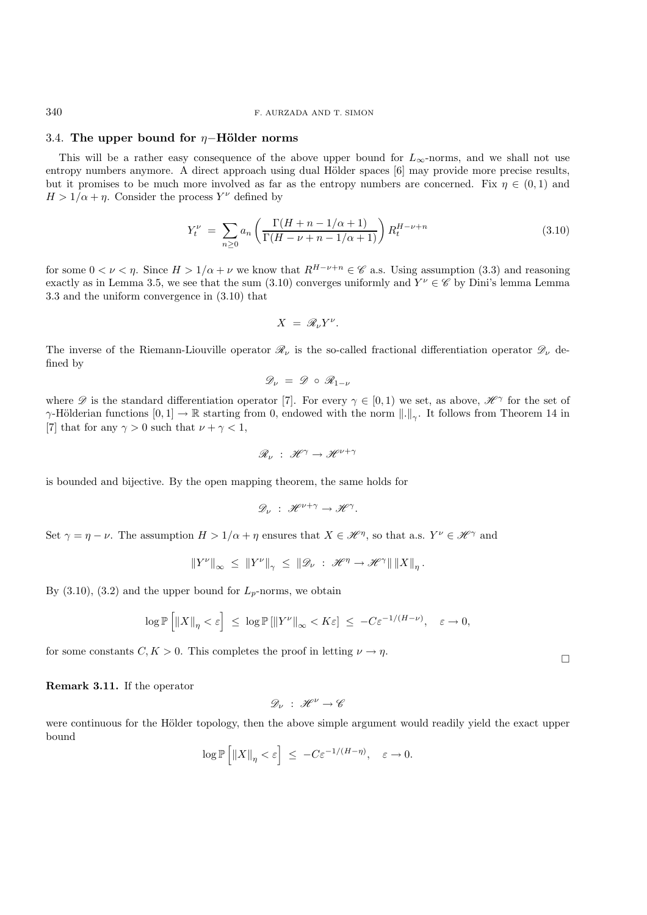### 3.4. **The upper bound for $\eta-$Hölder norms**

This will be a rather easy consequence of the above upper bound for $L_\infty$-norms, and we shall not use entropy numbers anymore. A direct approach using dual Hölder spaces [6] may provide more precise results, but it promises to be much more involved as far as the entropy numbers are concerned. Fix $\eta \in (0,1)$ and $H > 1/\alpha + \eta$. Consider the process $Y^\nu$ defined by

$$Y_t^\nu \;=\; \sum_{n\geq 0} a_n \left(\frac{\Gamma(H+n-1/\alpha+1)}{\Gamma(H-\nu+n-1/\alpha+1)}\right) R_t^{H-\nu+n} \tag{3.10}$$

for some $0 < \nu < \eta$. Since $H > 1/\alpha + \nu$ we know that $R^{H-\nu+n} \in \mathscr{C}$ a.s. Using assumption (3.3) and reasoning exactly as in Lemma 3.5, we see that the sum (3.10) converges uniformly and $Y^\nu \in \mathscr{C}$ by Dini's lemma Lemma 3.3 and the uniform convergence in (3.10) that

$$X \;=\; \mathscr{R}_\nu Y^\nu.$$

The inverse of the Riemann-Liouville operator $\mathscr{R}_\nu$ is the so-called fractional differentiation operator $\mathscr{D}_\nu$ defined by

$$\mathscr{D}_\nu \;=\; \mathscr{D} \,\circ\, \mathscr{R}_{1-\nu}$$

where $\mathscr{D}$ is the standard differentiation operator [7]. For every $\gamma \in [0,1)$ we set, as above, $\mathscr{H}^\gamma$ for the set of $\gamma$-Hölderian functions $[0,1] \to \mathbb{R}$ starting from 0, endowed with the norm $\|.\|_\gamma$. It follows from Theorem 14 in [7] that for any $\gamma > 0$ such that $\nu + \gamma < 1$,

$$\mathscr{R}_\nu \;:\; \mathscr{H}^\gamma \to \mathscr{H}^{\nu+\gamma}$$

is bounded and bijective. By the open mapping theorem, the same holds for

$$\mathscr{D}_\nu \;:\; \mathscr{H}^{\nu+\gamma} \to \mathscr{H}^\gamma.$$

Set $\gamma = \eta - \nu$. The assumption $H > 1/\alpha + \eta$ ensures that $X \in \mathscr{H}^\eta$, so that a.s. $Y^\nu \in \mathscr{H}^\gamma$ and

$$\|Y^\nu\|_\infty \;\leq\; \|Y^\nu\|_\gamma \;\leq\; \|\mathscr{D}_\nu \;:\; \mathscr{H}^\eta \to \mathscr{H}^\gamma\| \, \|X\|_\eta .$$

By (3.10), (3.2) and the upper bound for $L_p$-norms, we obtain

$$\log \mathbb{P}\left[\|X\|_\eta < \varepsilon\right] \;\leq\; \log \mathbb{P}\left[\|Y^\nu\|_\infty < K\varepsilon\right] \;\leq\; -C\varepsilon^{-1/(H-\nu)}, \quad \varepsilon \to 0,$$

for some constants $C, K > 0$. This completes the proof in letting $\nu \to \eta$. $\square$

**Remark 3.11.** If the operator

$$\mathscr{D}_\nu \;:\; \mathscr{H}^\nu \to \mathscr{C}$$

were continuous for the Hölder topology, then the above simple argument would readily yield the exact upper bound

$$\log \mathbb{P}\left[\|X\|_\eta < \varepsilon\right] \;\leq\; -C\varepsilon^{-1/(H-\eta)}, \quad \varepsilon \to 0.$$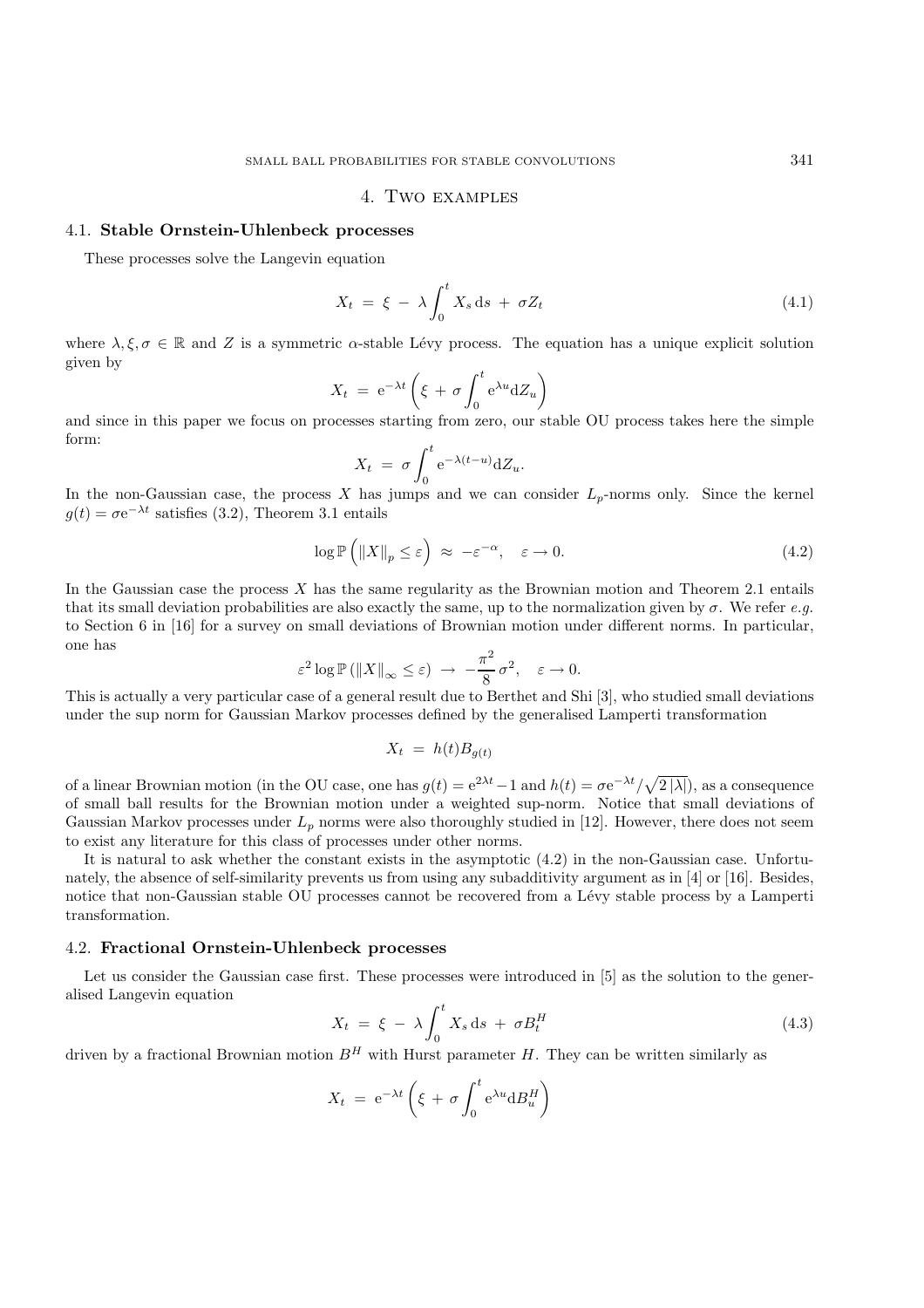# 4. Two examples

## 4.1. **Stable Ornstein-Uhlenbeck processes**

These processes solve the Langevin equation

$$X_t \;=\; \xi \;-\; \lambda \int_0^t X_s \,\mathrm{d}s \;+\; \sigma Z_t \tag{4.1}$$

where $\lambda, \xi, \sigma \in \mathbb{R}$ and $Z$ is a symmetric $\alpha$-stable Lévy process. The equation has a unique explicit solution given by

$$X_t \;=\; \mathrm{e}^{-\lambda t}\left(\xi \,+\, \sigma \int_0^t \mathrm{e}^{\lambda u} \mathrm{d}Z_u\right)$$

and since in this paper we focus on processes starting from zero, our stable OU process takes here the simple form:

$$X_t \;=\; \sigma \int_0^t \mathrm{e}^{-\lambda(t-u)} \mathrm{d}Z_u.$$

In the non-Gaussian case, the process $X$ has jumps and we can consider $L_p$-norms only. Since the kernel $g(t) = \sigma \mathrm{e}^{-\lambda t}$ satisfies (3.2), Theorem 3.1 entails

$$\log \mathbb{P}\left(\|X\|_p \leq \varepsilon\right) \;\approx\; -\varepsilon^{-\alpha}, \quad \varepsilon \to 0. \tag{4.2}$$

In the Gaussian case the process $X$ has the same regularity as the Brownian motion and Theorem 2.1 entails that its small deviation probabilities are also exactly the same, up to the normalization given by $\sigma$. We refer *e.g.* to Section 6 in [16] for a survey on small deviations of Brownian motion under different norms. In particular, one has

$$\varepsilon^2 \log \mathbb{P}\left(\|X\|_\infty \leq \varepsilon\right) \;\to\; -\frac{\pi^2}{8}\,\sigma^2, \quad \varepsilon \to 0.$$

This is actually a very particular case of a general result due to Berthet and Shi [3], who studied small deviations under the sup norm for Gaussian Markov processes defined by the generalised Lamperti transformation

$$X_t \;=\; h(t) B_{g(t)}$$

of a linear Brownian motion (in the OU case, one has $g(t) = \mathrm{e}^{2\lambda t} - 1$ and $h(t) = \sigma \mathrm{e}^{-\lambda t}/\sqrt{2\,|\lambda|}$), as a consequence of small ball results for the Brownian motion under a weighted sup-norm. Notice that small deviations of Gaussian Markov processes under $L_p$ norms were also thoroughly studied in [12]. However, there does not seem to exist any literature for this class of processes under other norms.

It is natural to ask whether the constant exists in the asymptotic (4.2) in the non-Gaussian case. Unfortunately, the absence of self-similarity prevents us from using any subadditivity argument as in [4] or [16]. Besides, notice that non-Gaussian stable OU processes cannot be recovered from a Lévy stable process by a Lamperti transformation.

## 4.2. **Fractional Ornstein-Uhlenbeck processes**

Let us consider the Gaussian case first. These processes were introduced in [5] as the solution to the generalised Langevin equation

$$X_t \;=\; \xi \;-\; \lambda \int_0^t X_s \,\mathrm{d}s \;+\; \sigma B_t^H \tag{4.3}$$

driven by a fractional Brownian motion $B^H$ with Hurst parameter $H$. They can be written similarly as

$$X_t \;=\; \mathrm{e}^{-\lambda t}\left(\xi \,+\, \sigma \int_0^t \mathrm{e}^{\lambda u} \mathrm{d}B_u^H\right)$$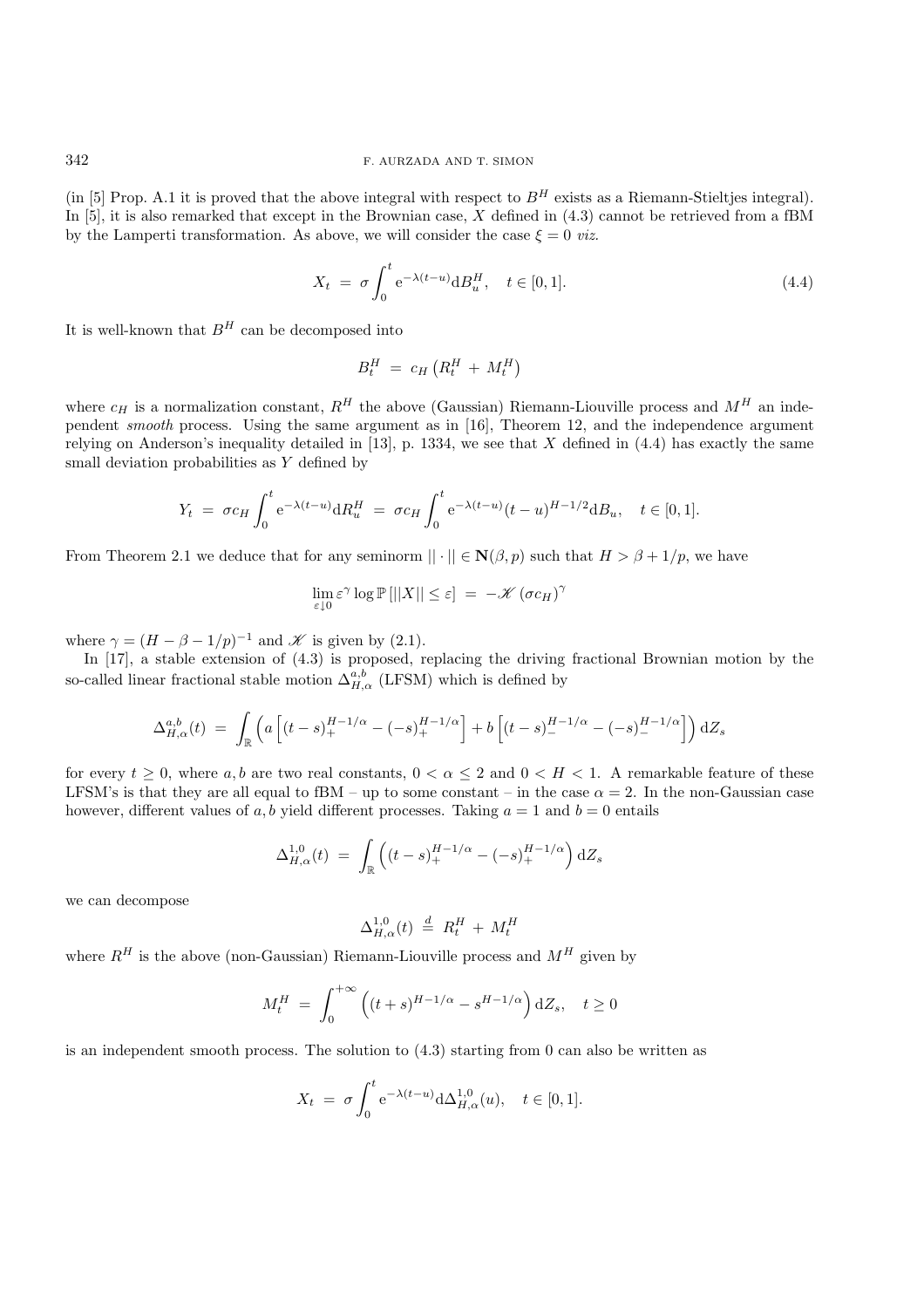(in [5] Prop. A.1 it is proved that the above integral with respect to $B^H$ exists as a Riemann-Stieltjes integral). In [5], it is also remarked that except in the Brownian case, $X$ defined in (4.3) cannot be retrieved from a fBM by the Lamperti transformation. As above, we will consider the case $\xi = 0$ *viz.*

$$X_t \;=\; \sigma \int_0^t \mathrm{e}^{-\lambda(t-u)} \mathrm{d}B_u^H, \quad t \in [0,1]. \tag{4.4}$$

It is well-known that $B^H$ can be decomposed into

$$B_t^H \;=\; c_H \left( R_t^H \;+\; M_t^H \right)$$

where $c_H$ is a normalization constant, $R^H$ the above (Gaussian) Riemann-Liouville process and $M^H$ an independent *smooth* process. Using the same argument as in [16], Theorem 12, and the independence argument relying on Anderson's inequality detailed in [13], p. 1334, we see that $X$ defined in (4.4) has exactly the same small deviation probabilities as $Y$ defined by

$$Y_t \;=\; \sigma c_H \int_0^t \mathrm{e}^{-\lambda(t-u)} \mathrm{d}R_u^H \;=\; \sigma c_H \int_0^t \mathrm{e}^{-\lambda(t-u)} (t-u)^{H-1/2} \mathrm{d}B_u, \quad t \in [0,1].$$

From Theorem 2.1 we deduce that for any seminorm $||\cdot|| \in \mathbf{N}(\beta, p)$ such that $H > \beta + 1/p$, we have

$$\lim_{\varepsilon \downarrow 0} \varepsilon^\gamma \log \mathbb{P}\left[||X|| \le \varepsilon\right] \;=\; -\mathscr{K}\left(\sigma c_H\right)^\gamma$$

where $\gamma = (H - \beta - 1/p)^{-1}$ and $\mathscr{K}$ is given by (2.1).

In [17], a stable extension of (4.3) is proposed, replacing the driving fractional Brownian motion by the so-called linear fractional stable motion $\Delta_{H,\alpha}^{a,b}$ (LFSM) which is defined by

$$\Delta_{H,\alpha}^{a,b}(t) \;=\; \int_{\mathbb{R}} \left( a\left[ (t-s)_+^{H-1/\alpha} - (-s)_+^{H-1/\alpha} \right] + b \left[ (t-s)_-^{H-1/\alpha} - (-s)_-^{H-1/\alpha} \right] \right) \mathrm{d}Z_s$$

for every $t \ge 0$, where $a, b$ are two real constants, $0 < \alpha \le 2$ and $0 < H < 1$. A remarkable feature of these LFSM's is that they are all equal to fBM – up to some constant – in the case $\alpha = 2$. In the non-Gaussian case however, different values of $a, b$ yield different processes. Taking $a = 1$ and $b = 0$ entails

$$\Delta_{H,\alpha}^{1,0}(t) \;=\; \int_{\mathbb{R}} \left( (t-s)_+^{H-1/\alpha} - (-s)_+^{H-1/\alpha} \right) \mathrm{d}Z_s$$

we can decompose

$$\Delta_{H,\alpha}^{1,0}(t) \;\stackrel{d}{=}\; R_t^H \;+\; M_t^H$$

where $R^H$ is the above (non-Gaussian) Riemann-Liouville process and $M^H$ given by

$$M_t^H \;=\; \int_0^{+\infty} \left( (t+s)^{H-1/\alpha} - s^{H-1/\alpha} \right) \mathrm{d}Z_s, \quad t \ge 0$$

is an independent smooth process. The solution to (4.3) starting from 0 can also be written as

$$X_t \;=\; \sigma \int_0^t \mathrm{e}^{-\lambda(t-u)} \mathrm{d}\Delta_{H,\alpha}^{1,0}(u), \quad t \in [0,1].$$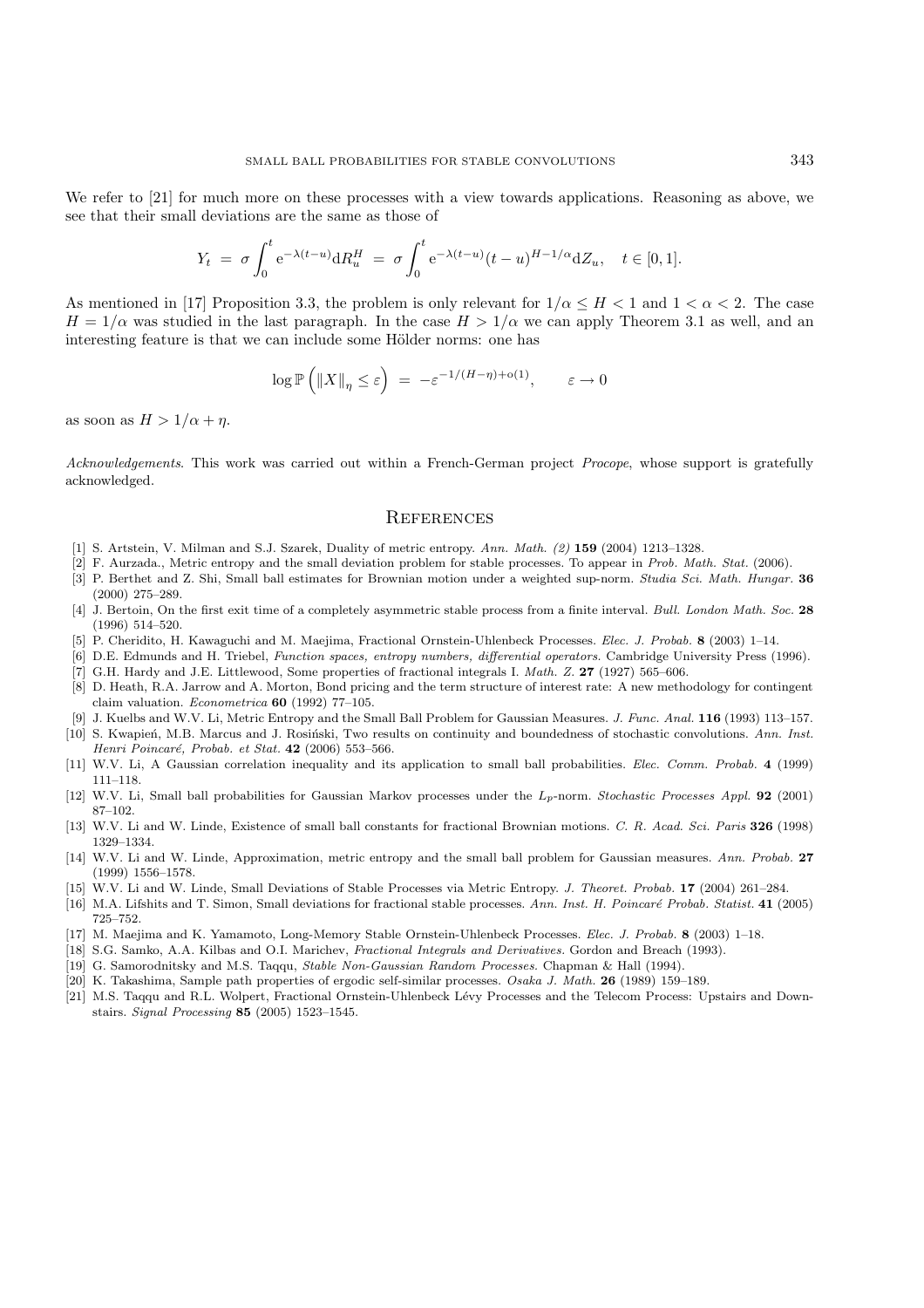We refer to [21] for much more on these processes with a view towards applications. Reasoning as above, we see that their small deviations are the same as those of

$$Y_t \;=\; \sigma \int_0^t \mathrm{e}^{-\lambda(t-u)} \mathrm{d}R_u^H \;=\; \sigma \int_0^t \mathrm{e}^{-\lambda(t-u)} (t-u)^{H-1/\alpha} \mathrm{d}Z_u, \quad t \in [0,1].$$

As mentioned in [17] Proposition 3.3, the problem is only relevant for $1/\alpha \le H < 1$ and $1 < \alpha < 2$. The case $H = 1/\alpha$ was studied in the last paragraph. In the case $H > 1/\alpha$ we can apply Theorem 3.1 as well, and an interesting feature is that we can include some Hölder norms: one has

$$\log \mathbb{P}\left( \|X\|_\eta \le \varepsilon \right) \;=\; -\varepsilon^{-1/(H-\eta)+\mathrm{o}(1)}, \qquad \varepsilon \to 0$$

as soon as $H > 1/\alpha + \eta$.

*Acknowledgements*. This work was carried out within a French-German project *Procope*, whose support is gratefully acknowledged.

## References

[1] S. Artstein, V. Milman and S.J. Szarek, Duality of metric entropy. *Ann. Math. (2)* **159** (2004) 1213–1328.

[2] F. Aurzada., Metric entropy and the small deviation problem for stable processes. To appear in *Prob. Math. Stat.* (2006).

[3] P. Berthet and Z. Shi, Small ball estimates for Brownian motion under a weighted sup-norm. *Studia Sci. Math. Hungar.* **36** (2000) 275–289.

[4] J. Bertoin, On the first exit time of a completely asymmetric stable process from a finite interval. *Bull. London Math. Soc.* **28** (1996) 514–520.

[5] P. Cheridito, H. Kawaguchi and M. Maejima, Fractional Ornstein-Uhlenbeck Processes. *Elec. J. Probab.* **8** (2003) 1–14.

[6] D.E. Edmunds and H. Triebel, *Function spaces, entropy numbers, differential operators.* Cambridge University Press (1996).

[7] G.H. Hardy and J.E. Littlewood, Some properties of fractional integrals I. *Math. Z.* **27** (1927) 565–606.

[8] D. Heath, R.A. Jarrow and A. Morton, Bond pricing and the term structure of interest rate: A new methodology for contingent claim valuation. *Econometrica* **60** (1992) 77–105.

[9] J. Kuelbs and W.V. Li, Metric Entropy and the Small Ball Problem for Gaussian Measures. *J. Func. Anal.* **116** (1993) 113–157.

[10] S. Kwapień, M.B. Marcus and J. Rosiński, Two results on continuity and boundedness of stochastic convolutions. *Ann. Inst. Henri Poincaré, Probab. et Stat.* **42** (2006) 553–566.

[11] W.V. Li, A Gaussian correlation inequality and its application to small ball probabilities. *Elec. Comm. Probab.* **4** (1999) 111–118.

[12] W.V. Li, Small ball probabilities for Gaussian Markov processes under the $L_p$-norm. *Stochastic Processes Appl.* **92** (2001) 87–102.

[13] W.V. Li and W. Linde, Existence of small ball constants for fractional Brownian motions. *C. R. Acad. Sci. Paris* **326** (1998) 1329–1334.

[14] W.V. Li and W. Linde, Approximation, metric entropy and the small ball problem for Gaussian measures. *Ann. Probab.* **27** (1999) 1556–1578.

[15] W.V. Li and W. Linde, Small Deviations of Stable Processes via Metric Entropy. *J. Theoret. Probab.* **17** (2004) 261–284.

[16] M.A. Lifshits and T. Simon, Small deviations for fractional stable processes. *Ann. Inst. H. Poincaré Probab. Statist.* **41** (2005) 725–752.

[17] M. Maejima and K. Yamamoto, Long-Memory Stable Ornstein-Uhlenbeck Processes. *Elec. J. Probab.* **8** (2003) 1–18.

[18] S.G. Samko, A.A. Kilbas and O.I. Marichev, *Fractional Integrals and Derivatives.* Gordon and Breach (1993).

[19] G. Samorodnitsky and M.S. Taqqu, *Stable Non-Gaussian Random Processes.* Chapman & Hall (1994).

[20] K. Takashima, Sample path properties of ergodic self-similar processes. *Osaka J. Math.* **26** (1989) 159–189.

[21] M.S. Taqqu and R.L. Wolpert, Fractional Ornstein-Uhlenbeck Lévy Processes and the Telecom Process: Upstairs and Downstairs. *Signal Processing* **85** (2005) 1523–1545.